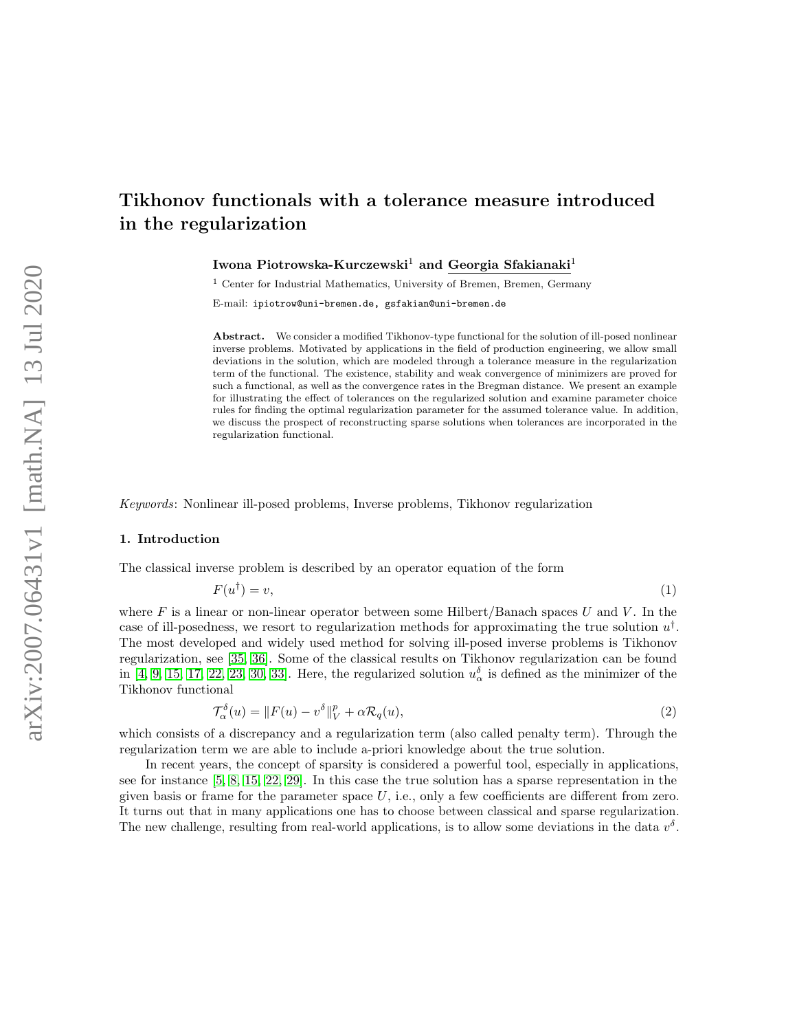# Tikhonov functionals with a tolerance measure introduced in the regularization

**Iwona Piotrowska-Kurczewski**[1] **and Georgia Sfakianaki**[1]

[1] Center for Industrial Mathematics, University of Bremen, Bremen, Germany

E-mail: ipiotrow@uni-bremen.de, gsfakian@uni-bremen.de

**Abstract.** We consider a modified Tikhonov-type functional for the solution of ill-posed nonlinear inverse problems. Motivated by applications in the field of production engineering, we allow small deviations in the solution, which are modeled through a tolerance measure in the regularization term of the functional. The existence, stability and weak convergence of minimizers are proved for such a functional, as well as the convergence rates in the Bregman distance. We present an example for illustrating the effect of tolerances on the regularized solution and examine parameter choice rules for finding the optimal regularization parameter for the assumed tolerance value. In addition, we discuss the prospect of reconstructing sparse solutions when tolerances are incorporated in the regularization functional.

*Keywords*: Nonlinear ill-posed problems, Inverse problems, Tikhonov regularization

## 1. Introduction

The classical inverse problem is described by an operator equation of the form

$$F(u^{\dagger}) = v, \tag{1}$$

where $F$ is a linear or non-linear operator between some Hilbert/Banach spaces $U$ and $V$. In the case of ill-posedness, we resort to regularization methods for approximating the true solution $u^{\dagger}$. The most developed and widely used method for solving ill-posed inverse problems is Tikhonov regularization, see [35, 36]. Some of the classical results on Tikhonov regularization can be found in [4, 9, 15, 17, 22, 23, 30, 33]. Here, the regularized solution $u_{\alpha}^{\delta}$ is defined as the minimizer of the Tikhonov functional

$$\mathcal{T}_{\alpha}^{\delta}(u) = \|F(u) - v^{\delta}\|_V^p + \alpha \mathcal{R}_q(u), \tag{2}$$

which consists of a discrepancy and a regularization term (also called penalty term). Through the regularization term we are able to include a-priori knowledge about the true solution.

In recent years, the concept of sparsity is considered a powerful tool, especially in applications, see for instance [5, 8, 15, 22, 29]. In this case the true solution has a sparse representation in the given basis or frame for the parameter space $U$, i.e., only a few coefficients are different from zero. It turns out that in many applications one has to choose between classical and sparse regularization. The new challenge, resulting from real-world applications, is to allow some deviations in the data $v^{\delta}$.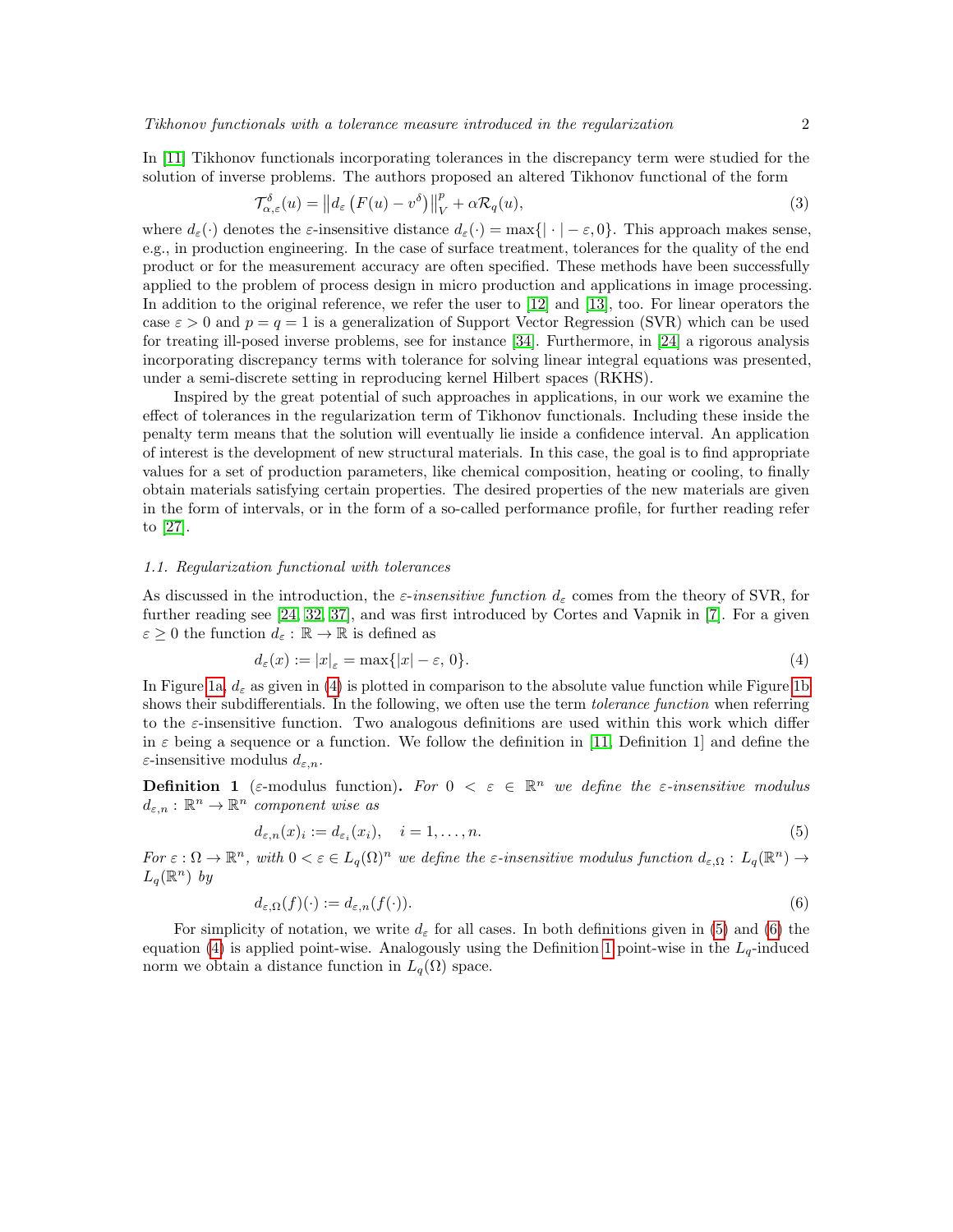In [11] Tikhonov functionals incorporating tolerances in the discrepancy term were studied for the solution of inverse problems. The authors proposed an altered Tikhonov functional of the form

$$\mathcal{T}^{\delta}_{\alpha,\varepsilon}(u) = \left\| d_{\varepsilon}\left(F(u) - v^{\delta}\right)\right\|^{p}_{V} + \alpha \mathcal{R}_q(u), \tag{3}$$

where $d_\varepsilon(\cdot)$ denotes the $\varepsilon$-insensitive distance $d_\varepsilon(\cdot) = \max\{|\cdot| - \varepsilon, 0\}$. This approach makes sense, e.g., in production engineering. In the case of surface treatment, tolerances for the quality of the end product or for the measurement accuracy are often specified. These methods have been successfully applied to the problem of process design in micro production and applications in image processing. In addition to the original reference, we refer the user to [12] and [13], too. For linear operators the case $\varepsilon > 0$ and $p = q = 1$ is a generalization of Support Vector Regression (SVR) which can be used for treating ill-posed inverse problems, see for instance [34]. Furthermore, in [24] a rigorous analysis incorporating discrepancy terms with tolerance for solving linear integral equations was presented, under a semi-discrete setting in reproducing kernel Hilbert spaces (RKHS).

Inspired by the great potential of such approaches in applications, in our work we examine the effect of tolerances in the regularization term of Tikhonov functionals. Including these inside the penalty term means that the solution will eventually lie inside a confidence interval. An application of interest is the development of new structural materials. In this case, the goal is to find appropriate values for a set of production parameters, like chemical composition, heating or cooling, to finally obtain materials satisfying certain properties. The desired properties of the new materials are given in the form of intervals, or in the form of a so-called performance profile, for further reading refer to [27].

### 1.1. Regularization functional with tolerances

As discussed in the introduction, the *$\varepsilon$-insensitive function* $d_\varepsilon$ comes from the theory of SVR, for further reading see [24, 32, 37], and was first introduced by Cortes and Vapnik in [7]. For a given $\varepsilon \geq 0$ the function $d_\varepsilon : \mathbb{R} \to \mathbb{R}$ is defined as

$$d_\varepsilon(x) := |x|_\varepsilon = \max\{|x| - \varepsilon, 0\}. \tag{4}$$

In Figure 1a, $d_\varepsilon$ as given in (4) is plotted in comparison to the absolute value function while Figure 1b shows their subdifferentials. In the following, we often use the term *tolerance function* when referring to the $\varepsilon$-insensitive function. Two analogous definitions are used within this work which differ in $\varepsilon$ being a sequence or a function. We follow the definition in [11, Definition 1] and define the $\varepsilon$-insensitive modulus $d_{\varepsilon,n}$.

**Definition 1** ($\varepsilon$-modulus function)**.** *For $0 < \varepsilon \in \mathbb{R}^n$ we define the $\varepsilon$-insensitive modulus $d_{\varepsilon,n} : \mathbb{R}^n \to \mathbb{R}^n$ component wise as*

$$d_{\varepsilon,n}(x)_i := d_{\varepsilon_i}(x_i), \quad i = 1, \dots, n. \tag{5}$$

*For $\varepsilon : \Omega \to \mathbb{R}^n$, with $0 < \varepsilon \in L_q(\Omega)^n$ we define the $\varepsilon$-insensitive modulus function $d_{\varepsilon,\Omega} : L_q(\mathbb{R}^n) \to L_q(\mathbb{R}^n)$ by*

$$d_{\varepsilon,\Omega}(f)(\cdot) := d_{\varepsilon,n}(f(\cdot)). \tag{6}$$

For simplicity of notation, we write $d_\varepsilon$ for all cases. In both definitions given in (5) and (6) the equation (4) is applied point-wise. Analogously using the Definition 1 point-wise in the $L_q$-induced norm we obtain a distance function in $L_q(\Omega)$ space.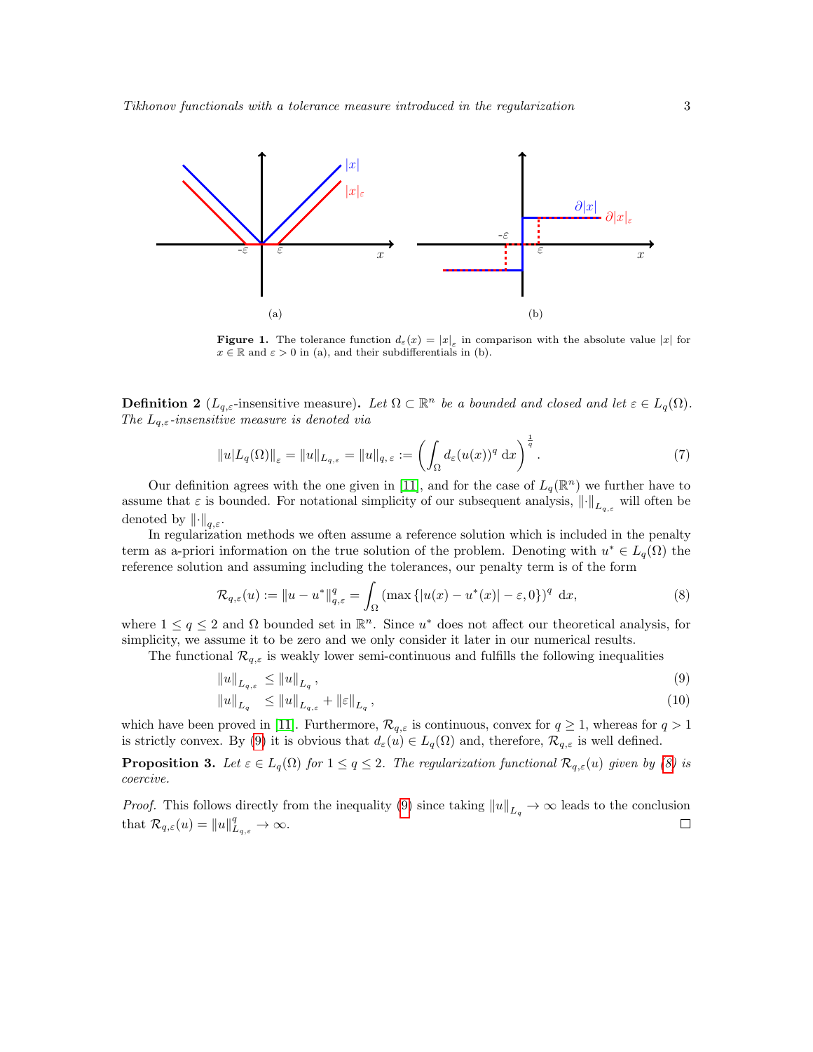**Figure 1.** The tolerance function $d_\varepsilon(x) = |x|_\varepsilon$ in comparison with the absolute value $|x|$ for $x \in \mathbb{R}$ and $\varepsilon > 0$ in (a), and their subdifferentials in (b).

**Definition 2** ($L_{q,\varepsilon}$-insensitive measure)**.** *Let $\Omega \subset \mathbb{R}^n$ be a bounded and closed and let $\varepsilon \in L_q(\Omega)$. The $L_{q,\varepsilon}$-insensitive measure is denoted via*

$$\|u|L_q(\Omega)\|_\varepsilon = \|u\|_{L_{q,\varepsilon}} = \|u\|_{q,\,\varepsilon} := \left(\int_\Omega d_\varepsilon(u(x))^q \, \mathrm{d}x\right)^{\frac{1}{q}}. \tag{7}$$

Our definition agrees with the one given in [11], and for the case of $L_q(\mathbb{R}^n)$ we further have to assume that $\varepsilon$ is bounded. For notational simplicity of our subsequent analysis, $\|\cdot\|_{L_{q,\varepsilon}}$ will often be denoted by $\|\cdot\|_{q,\varepsilon}$.

In regularization methods we often assume a reference solution which is included in the penalty term as a-priori information on the true solution of the problem. Denoting with $u^* \in L_q(\Omega)$ the reference solution and assuming including the tolerances, our penalty term is of the form

$$\mathcal{R}_{q,\varepsilon}(u) := \|u - u^*\|_{q,\varepsilon}^q = \int_\Omega \left(\max\{|u(x) - u^*(x)| - \varepsilon, 0\}\right)^q \, \mathrm{d}x, \tag{8}$$

where $1 \le q \le 2$ and $\Omega$ bounded set in $\mathbb{R}^n$. Since $u^*$ does not affect our theoretical analysis, for simplicity, we assume it to be zero and we only consider it later in our numerical results.

The functional $\mathcal{R}_{q,\varepsilon}$ is weakly lower semi-continuous and fulfills the following inequalities

$$\|u\|_{L_{q,\varepsilon}} \le \|u\|_{L_q}, \tag{9}$$

$$\|u\|_{L_q} \le \|u\|_{L_{q,\varepsilon}} + \|\varepsilon\|_{L_q}, \tag{10}$$

which have been proved in [11]. Furthermore, $\mathcal{R}_{q,\varepsilon}$ is continuous, convex for $q \ge 1$, whereas for $q > 1$ is strictly convex. By (9) it is obvious that $d_\varepsilon(u) \in L_q(\Omega)$ and, therefore, $\mathcal{R}_{q,\varepsilon}$ is well defined.

**Proposition 3.** *Let $\varepsilon \in L_q(\Omega)$ for $1 \le q \le 2$. The regularization functional $\mathcal{R}_{q,\varepsilon}(u)$ given by (8) is coercive.*

*Proof.* This follows directly from the inequality (9) since taking $\|u\|_{L_q} \to \infty$ leads to the conclusion that $\mathcal{R}_{q,\varepsilon}(u) = \|u\|_{L_{q,\varepsilon}}^q \to \infty$. □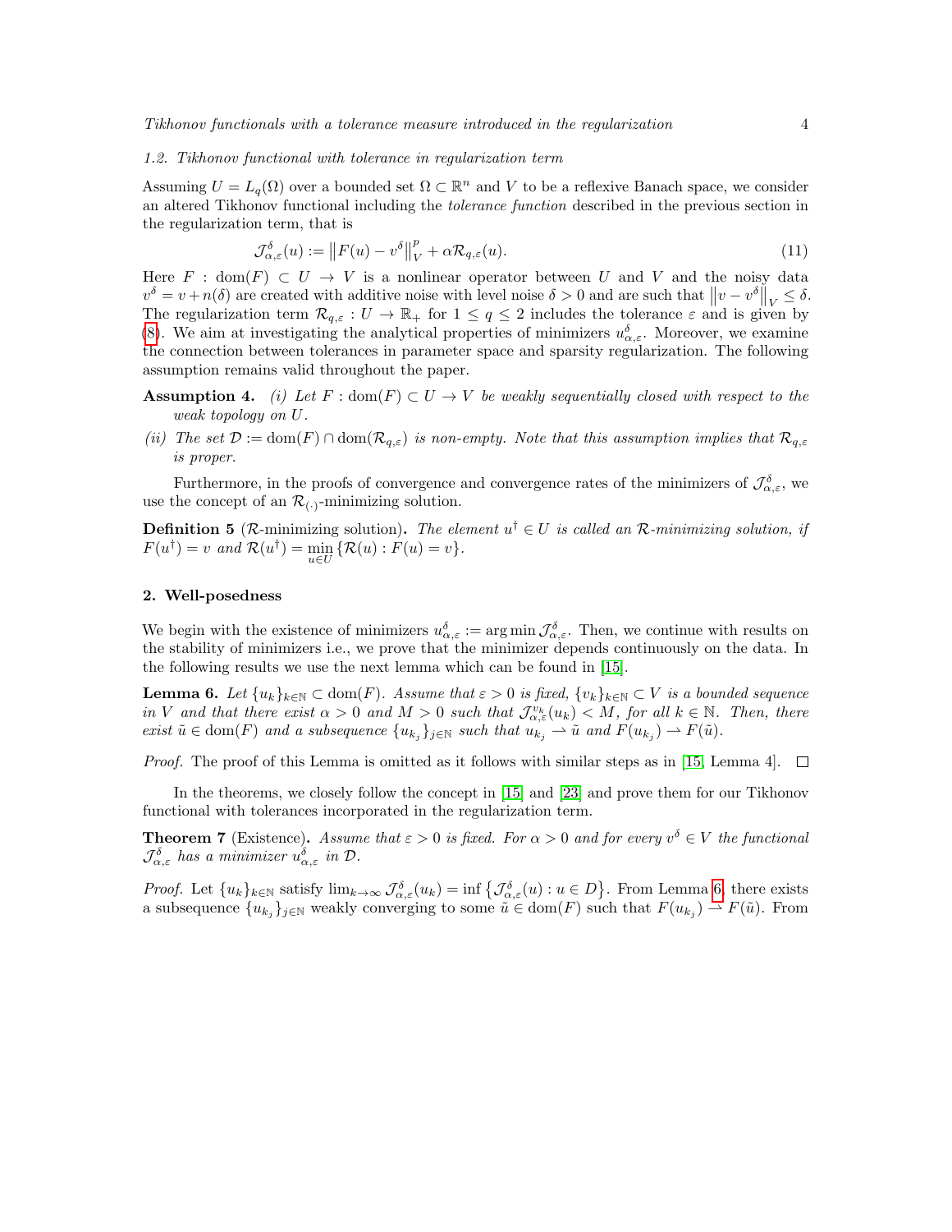### 1.2. Tikhonov functional with tolerance in regularization term

Assuming $U = L_q(\Omega)$ over a bounded set $\Omega \subset \mathbb{R}^n$ and $V$ to be a reflexive Banach space, we consider an altered Tikhonov functional including the *tolerance function* described in the previous section in the regularization term, that is

$$\mathcal{J}^{\delta}_{\alpha,\varepsilon}(u) := \left\|F(u) - v^{\delta}\right\|_V^p + \alpha \mathcal{R}_{q,\varepsilon}(u). \tag{11}$$

Here $F : \mathrm{dom}(F) \subset U \to V$ is a nonlinear operator between $U$ and $V$ and the noisy data $v^{\delta} = v + n(\delta)$ are created with additive noise with level noise $\delta > 0$ and are such that $\left\|v - v^{\delta}\right\|_V \leq \delta$. The regularization term $\mathcal{R}_{q,\varepsilon} : U \to \mathbb{R}_+$ for $1 \leq q \leq 2$ includes the tolerance $\varepsilon$ and is given by (8). We aim at investigating the analytical properties of minimizers $u^{\delta}_{\alpha,\varepsilon}$. Moreover, we examine the connection between tolerances in parameter space and sparsity regularization. The following assumption remains valid throughout the paper.

**Assumption 4.** *(i) Let $F : \mathrm{dom}(F) \subset U \to V$ be weakly sequentially closed with respect to the weak topology on $U$.*

*(ii) The set $\mathcal{D} := \mathrm{dom}(F) \cap \mathrm{dom}(\mathcal{R}_{q,\varepsilon})$ is non-empty. Note that this assumption implies that $\mathcal{R}_{q,\varepsilon}$ is proper.*

Furthermore, in the proofs of convergence and convergence rates of the minimizers of $\mathcal{J}^{\delta}_{\alpha,\varepsilon}$, we use the concept of an $\mathcal{R}_{(\cdot)}$-minimizing solution.

**Definition 5** ($\mathcal{R}$-minimizing solution)**.** *The element $u^{\dagger} \in U$ is called an $\mathcal{R}$-minimizing solution, if $F(u^{\dagger}) = v$ and $\mathcal{R}(u^{\dagger}) = \min_{u \in U} \{\mathcal{R}(u) : F(u) = v\}$.*

## 2. Well-posedness

We begin with the existence of minimizers $u^{\delta}_{\alpha,\varepsilon} := \arg\min \mathcal{J}^{\delta}_{\alpha,\varepsilon}$. Then, we continue with results on the stability of minimizers i.e., we prove that the minimizer depends continuously on the data. In the following results we use the next lemma which can be found in [15].

**Lemma 6.** *Let $\{u_k\}_{k\in\mathbb{N}} \subset \mathrm{dom}(F)$. Assume that $\varepsilon > 0$ is fixed, $\{v_k\}_{k\in\mathbb{N}} \subset V$ is a bounded sequence in $V$ and that there exist $\alpha > 0$ and $M > 0$ such that $\mathcal{J}^{v_k}_{\alpha,\varepsilon}(u_k) < M$, for all $k \in \mathbb{N}$. Then, there exist $\tilde{u} \in \mathrm{dom}(F)$ and a subsequence $\{u_{k_j}\}_{j\in\mathbb{N}}$ such that $u_{k_j} \rightharpoonup \tilde{u}$ and $F(u_{k_j}) \rightharpoonup F(\tilde{u})$.*

*Proof.* The proof of this Lemma is omitted as it follows with similar steps as in [15, Lemma 4]. □

In the theorems, we closely follow the concept in [15] and [23] and prove them for our Tikhonov functional with tolerances incorporated in the regularization term.

**Theorem 7** (Existence)**.** *Assume that $\varepsilon > 0$ is fixed. For $\alpha > 0$ and for every $v^{\delta} \in V$ the functional $\mathcal{J}^{\delta}_{\alpha,\varepsilon}$ has a minimizer $u^{\delta}_{\alpha,\varepsilon}$ in $\mathcal{D}$.*

*Proof.* Let $\{u_k\}_{k\in\mathbb{N}}$ satisfy $\lim_{k\to\infty} \mathcal{J}^{\delta}_{\alpha,\varepsilon}(u_k) = \inf\left\{\mathcal{J}^{\delta}_{\alpha,\varepsilon}(u) : u \in D\right\}$. From Lemma 6, there exists a subsequence $\{u_{k_j}\}_{j\in\mathbb{N}}$ weakly converging to some $\tilde{u} \in \mathrm{dom}(F)$ such that $F(u_{k_j}) \rightharpoonup F(\tilde{u})$. From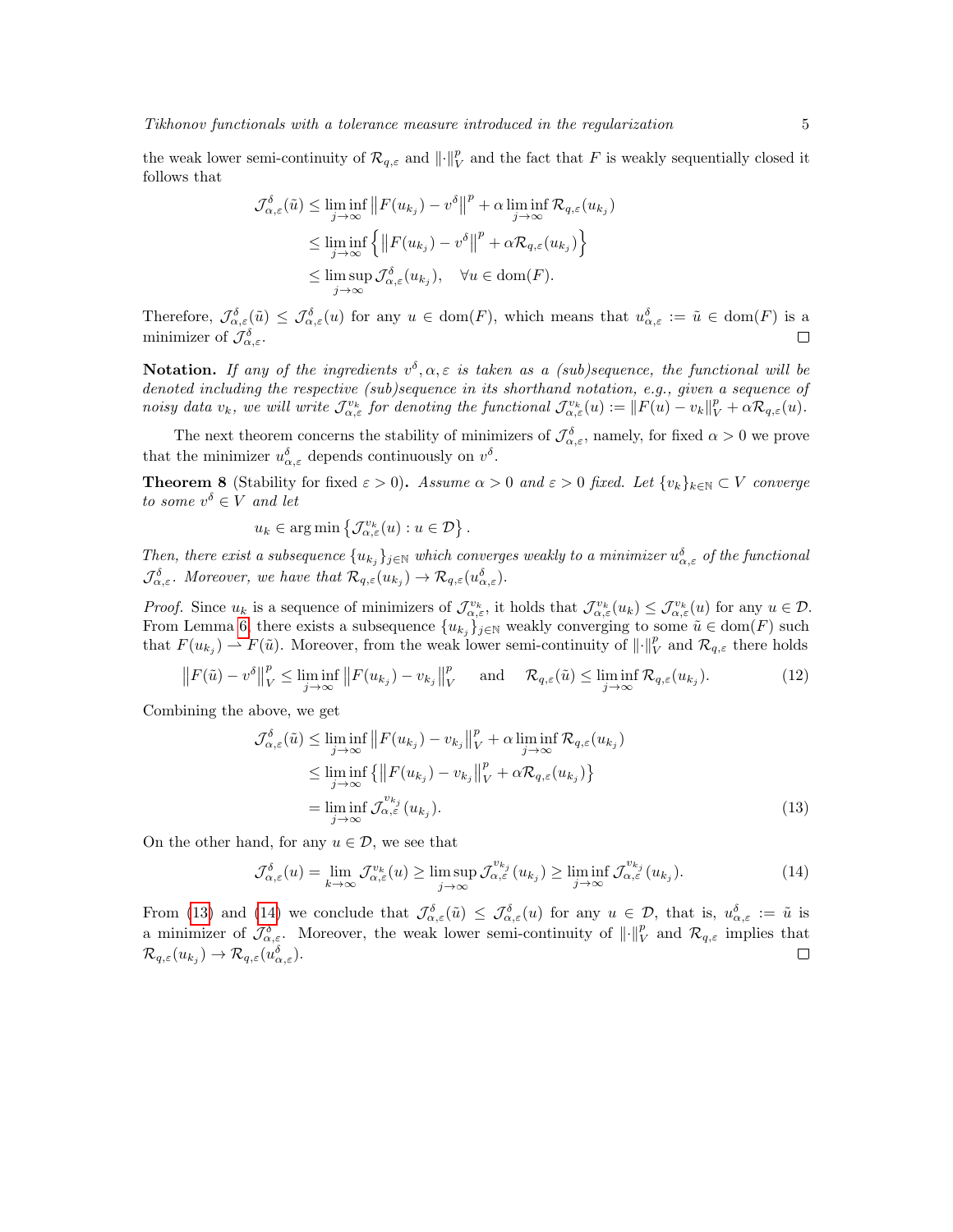the weak lower semi-continuity of $\mathcal{R}_{q,\varepsilon}$ and $\|\cdot\|_V^p$ and the fact that $F$ is weakly sequentially closed it follows that

$$
\begin{aligned}
\mathcal{J}_{\alpha,\varepsilon}^{\delta}(\tilde{u}) &\leq \liminf_{j\to\infty} \left\| F(u_{k_j}) - v^{\delta} \right\|^p + \alpha \liminf_{j\to\infty} \mathcal{R}_{q,\varepsilon}(u_{k_j}) \\
&\leq \liminf_{j\to\infty} \left\{ \left\| F(u_{k_j}) - v^{\delta} \right\|^p + \alpha \mathcal{R}_{q,\varepsilon}(u_{k_j}) \right\} \\
&\leq \limsup_{j\to\infty} \mathcal{J}_{\alpha,\varepsilon}^{\delta}(u_{k_j}), \quad \forall u \in \operatorname{dom}(F).
\end{aligned}
$$

Therefore, $\mathcal{J}_{\alpha,\varepsilon}^{\delta}(\tilde{u}) \leq \mathcal{J}_{\alpha,\varepsilon}^{\delta}(u)$ for any $u \in \operatorname{dom}(F)$, which means that $u_{\alpha,\varepsilon}^{\delta} := \tilde{u} \in \operatorname{dom}(F)$ is a minimizer of $\mathcal{J}_{\alpha,\varepsilon}^{\delta}$. □

**Notation.** *If any of the ingredients $v^{\delta}, \alpha, \varepsilon$ is taken as a (sub)sequence, the functional will be denoted including the respective (sub)sequence in its shorthand notation, e.g., given a sequence of noisy data $v_k$, we will write $\mathcal{J}_{\alpha,\varepsilon}^{v_k}$ for denoting the functional $\mathcal{J}_{\alpha,\varepsilon}^{v_k}(u) := \|F(u) - v_k\|_V^p + \alpha \mathcal{R}_{q,\varepsilon}(u)$.*

The next theorem concerns the stability of minimizers of $\mathcal{J}_{\alpha,\varepsilon}^{\delta}$, namely, for fixed $\alpha > 0$ we prove that the minimizer $u_{\alpha,\varepsilon}^{\delta}$ depends continuously on $v^{\delta}$.

**Theorem 8** (Stability for fixed $\varepsilon > 0$)**.** *Assume $\alpha > 0$ and $\varepsilon > 0$ fixed. Let $\{v_k\}_{k\in\mathbb{N}} \subset V$ converge to some $v^{\delta} \in V$ and let*

$$
u_k \in \arg\min \left\{ \mathcal{J}_{\alpha,\varepsilon}^{v_k}(u) : u \in \mathcal{D} \right\}.
$$

*Then, there exist a subsequence $\{u_{k_j}\}_{j\in\mathbb{N}}$ which converges weakly to a minimizer $u_{\alpha,\varepsilon}^{\delta}$ of the functional $\mathcal{J}_{\alpha,\varepsilon}^{\delta}$. Moreover, we have that $\mathcal{R}_{q,\varepsilon}(u_{k_j}) \to \mathcal{R}_{q,\varepsilon}(u_{\alpha,\varepsilon}^{\delta})$.*

*Proof.* Since $u_k$ is a sequence of minimizers of $\mathcal{J}_{\alpha,\varepsilon}^{v_k}$, it holds that $\mathcal{J}_{\alpha,\varepsilon}^{v_k}(u_k) \leq \mathcal{J}_{\alpha,\varepsilon}^{v_k}(u)$ for any $u \in \mathcal{D}$. From Lemma 6, there exists a subsequence $\{u_{k_j}\}_{j\in\mathbb{N}}$ weakly converging to some $\tilde{u} \in \operatorname{dom}(F)$ such that $F(u_{k_j}) \rightharpoonup F(\tilde{u})$. Moreover, from the weak lower semi-continuity of $\|\cdot\|_V^p$ and $\mathcal{R}_{q,\varepsilon}$ there holds

$$
\left\| F(\tilde{u}) - v^{\delta} \right\|_V^p \leq \liminf_{j\to\infty} \left\| F(u_{k_j}) - v_{k_j} \right\|_V^p \quad \text{and} \quad \mathcal{R}_{q,\varepsilon}(\tilde{u}) \leq \liminf_{j\to\infty} \mathcal{R}_{q,\varepsilon}(u_{k_j}). \tag{12}
$$

Combining the above, we get

$$
\begin{aligned}
\mathcal{J}_{\alpha,\varepsilon}^{\delta}(\tilde{u}) &\leq \liminf_{j\to\infty} \left\| F(u_{k_j}) - v_{k_j} \right\|_V^p + \alpha \liminf_{j\to\infty} \mathcal{R}_{q,\varepsilon}(u_{k_j}) \\
&\leq \liminf_{j\to\infty} \left\{ \left\| F(u_{k_j}) - v_{k_j} \right\|_V^p + \alpha \mathcal{R}_{q,\varepsilon}(u_{k_j}) \right\} \\
&= \liminf_{j\to\infty} \mathcal{J}_{\alpha,\varepsilon}^{v_{k_j}}(u_{k_j}).
\end{aligned} \tag{13}
$$

On the other hand, for any $u \in \mathcal{D}$, we see that

$$
\mathcal{J}_{\alpha,\varepsilon}^{\delta}(u) = \lim_{k\to\infty} \mathcal{J}_{\alpha,\varepsilon}^{v_k}(u) \geq \limsup_{j\to\infty} \mathcal{J}_{\alpha,\varepsilon}^{v_{k_j}}(u_{k_j}) \geq \liminf_{j\to\infty} \mathcal{J}_{\alpha,\varepsilon}^{v_{k_j}}(u_{k_j}). \tag{14}
$$

From (13) and (14) we conclude that $\mathcal{J}_{\alpha,\varepsilon}^{\delta}(\tilde{u}) \leq \mathcal{J}_{\alpha,\varepsilon}^{\delta}(u)$ for any $u \in \mathcal{D}$, that is, $u_{\alpha,\varepsilon}^{\delta} := \tilde{u}$ is a minimizer of $\mathcal{J}_{\alpha,\varepsilon}^{\delta}$. Moreover, the weak lower semi-continuity of $\|\cdot\|_V^p$ and $\mathcal{R}_{q,\varepsilon}$ implies that $\mathcal{R}_{q,\varepsilon}(u_{k_j}) \to \mathcal{R}_{q,\varepsilon}(u_{\alpha,\varepsilon}^{\delta})$. □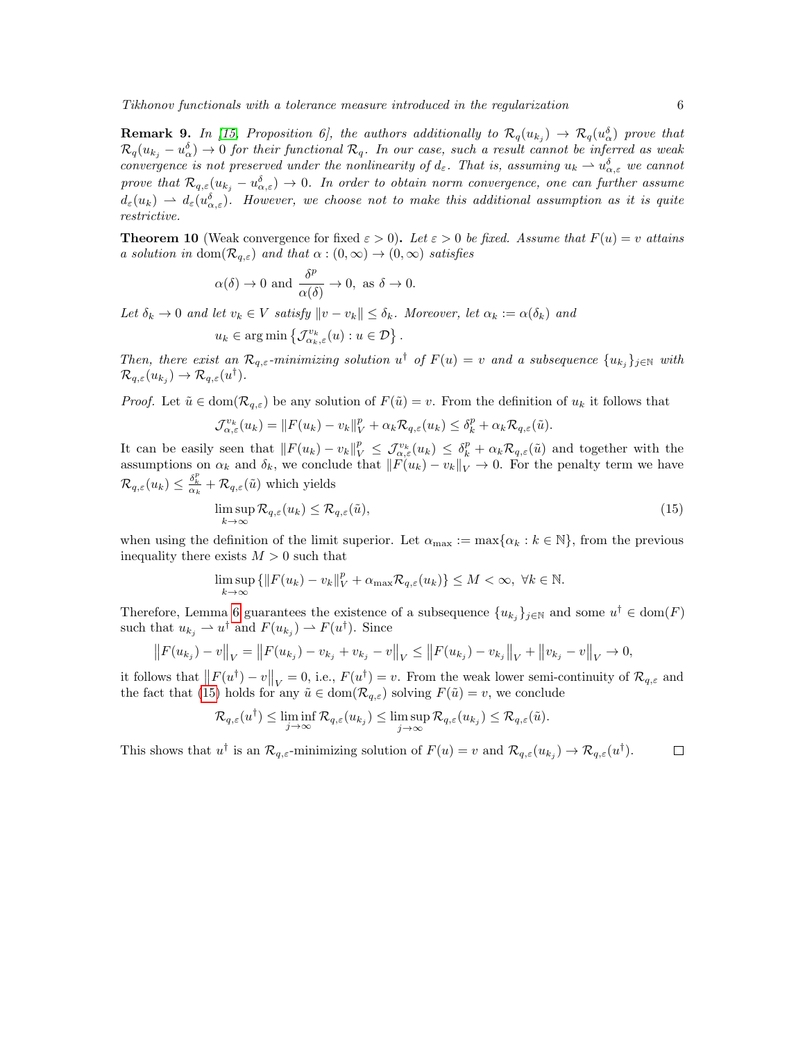**Remark 9.** *In [15, Proposition 6], the authors additionally to $\mathcal{R}_q(u_{k_j}) \to \mathcal{R}_q(u_\alpha^\delta)$ prove that $\mathcal{R}_q(u_{k_j} - u_\alpha^\delta) \to 0$ for their functional $\mathcal{R}_q$. In our case, such a result cannot be inferred as weak convergence is not preserved under the nonlinearity of $d_\varepsilon$. That is, assuming $u_k \rightharpoonup u_{\alpha,\varepsilon}^\delta$ we cannot prove that $\mathcal{R}_{q,\varepsilon}(u_{k_j} - u_{\alpha,\varepsilon}^\delta) \to 0$. In order to obtain norm convergence, one can further assume $d_\varepsilon(u_k) \rightharpoonup d_\varepsilon(u_{\alpha,\varepsilon}^\delta)$. However, we choose not to make this additional assumption as it is quite restrictive.*

**Theorem 10** (Weak convergence for fixed $\varepsilon > 0$)**.** *Let $\varepsilon > 0$ be fixed. Assume that $F(u) = v$ attains a solution in $\operatorname{dom}(\mathcal{R}_{q,\varepsilon})$ and that $\alpha : (0,\infty) \to (0,\infty)$ satisfies*

$$\alpha(\delta) \to 0 \text{ and } \frac{\delta^p}{\alpha(\delta)} \to 0, \text{ as } \delta \to 0.$$

*Let $\delta_k \to 0$ and let $v_k \in V$ satisfy $\|v - v_k\| \le \delta_k$. Moreover, let $\alpha_k := \alpha(\delta_k)$ and*

$$u_k \in \arg\min\left\{\mathcal{J}_{\alpha_k,\varepsilon}^{v_k}(u) : u \in \mathcal{D}\right\}.$$

*Then, there exist an $\mathcal{R}_{q,\varepsilon}$-minimizing solution $u^\dagger$ of $F(u) = v$ and a subsequence $\{u_{k_j}\}_{j\in\mathbb{N}}$ with $\mathcal{R}_{q,\varepsilon}(u_{k_j}) \to \mathcal{R}_{q,\varepsilon}(u^\dagger)$.*

*Proof.* Let $\tilde{u} \in \operatorname{dom}(\mathcal{R}_{q,\varepsilon})$ be any solution of $F(\tilde{u}) = v$. From the definition of $u_k$ it follows that

$$\mathcal{J}_{\alpha,\varepsilon}^{v_k}(u_k) = \|F(u_k) - v_k\|_V^p + \alpha_k \mathcal{R}_{q,\varepsilon}(u_k) \le \delta_k^p + \alpha_k \mathcal{R}_{q,\varepsilon}(\tilde{u}).$$

It can be easily seen that $\|F(u_k) - v_k\|_V^p \le \mathcal{J}_{\alpha,\varepsilon}^{v_k}(u_k) \le \delta_k^p + \alpha_k \mathcal{R}_{q,\varepsilon}(\tilde{u})$ and together with the assumptions on $\alpha_k$ and $\delta_k$, we conclude that $\|F(u_k) - v_k\|_V \to 0$. For the penalty term we have $\mathcal{R}_{q,\varepsilon}(u_k) \le \frac{\delta_k^p}{\alpha_k} + \mathcal{R}_{q,\varepsilon}(\tilde{u})$ which yields

$$\limsup_{k\to\infty} \mathcal{R}_{q,\varepsilon}(u_k) \le \mathcal{R}_{q,\varepsilon}(\tilde{u}), \tag{15}$$

when using the definition of the limit superior. Let $\alpha_{\max} := \max\{\alpha_k : k \in \mathbb{N}\}$, from the previous inequality there exists $M > 0$ such that

$$\limsup_{k\to\infty} \left\{\|F(u_k) - v_k\|_V^p + \alpha_{\max}\mathcal{R}_{q,\varepsilon}(u_k)\right\} \le M < \infty, \ \forall k \in \mathbb{N}.$$

Therefore, Lemma 6 guarantees the existence of a subsequence $\{u_{k_j}\}_{j\in\mathbb{N}}$ and some $u^\dagger \in \operatorname{dom}(F)$ such that $u_{k_j} \rightharpoonup u^\dagger$ and $F(u_{k_j}) \rightharpoonup F(u^\dagger)$. Since

$$\left\|F(u_{k_j}) - v\right\|_V = \left\|F(u_{k_j}) - v_{k_j} + v_{k_j} - v\right\|_V \le \left\|F(u_{k_j}) - v_{k_j}\right\|_V + \left\|v_{k_j} - v\right\|_V \to 0,$$

it follows that $\left\|F(u^\dagger) - v\right\|_V = 0$, i.e., $F(u^\dagger) = v$. From the weak lower semi-continuity of $\mathcal{R}_{q,\varepsilon}$ and the fact that (15) holds for any $\tilde{u} \in \operatorname{dom}(\mathcal{R}_{q,\varepsilon})$ solving $F(\tilde{u}) = v$, we conclude

$$\mathcal{R}_{q,\varepsilon}(u^\dagger) \le \liminf_{j\to\infty} \mathcal{R}_{q,\varepsilon}(u_{k_j}) \le \limsup_{j\to\infty} \mathcal{R}_{q,\varepsilon}(u_{k_j}) \le \mathcal{R}_{q,\varepsilon}(\tilde{u}).$$

This shows that $u^\dagger$ is an $\mathcal{R}_{q,\varepsilon}$-minimizing solution of $F(u) = v$ and $\mathcal{R}_{q,\varepsilon}(u_{k_j}) \to \mathcal{R}_{q,\varepsilon}(u^\dagger)$. ∎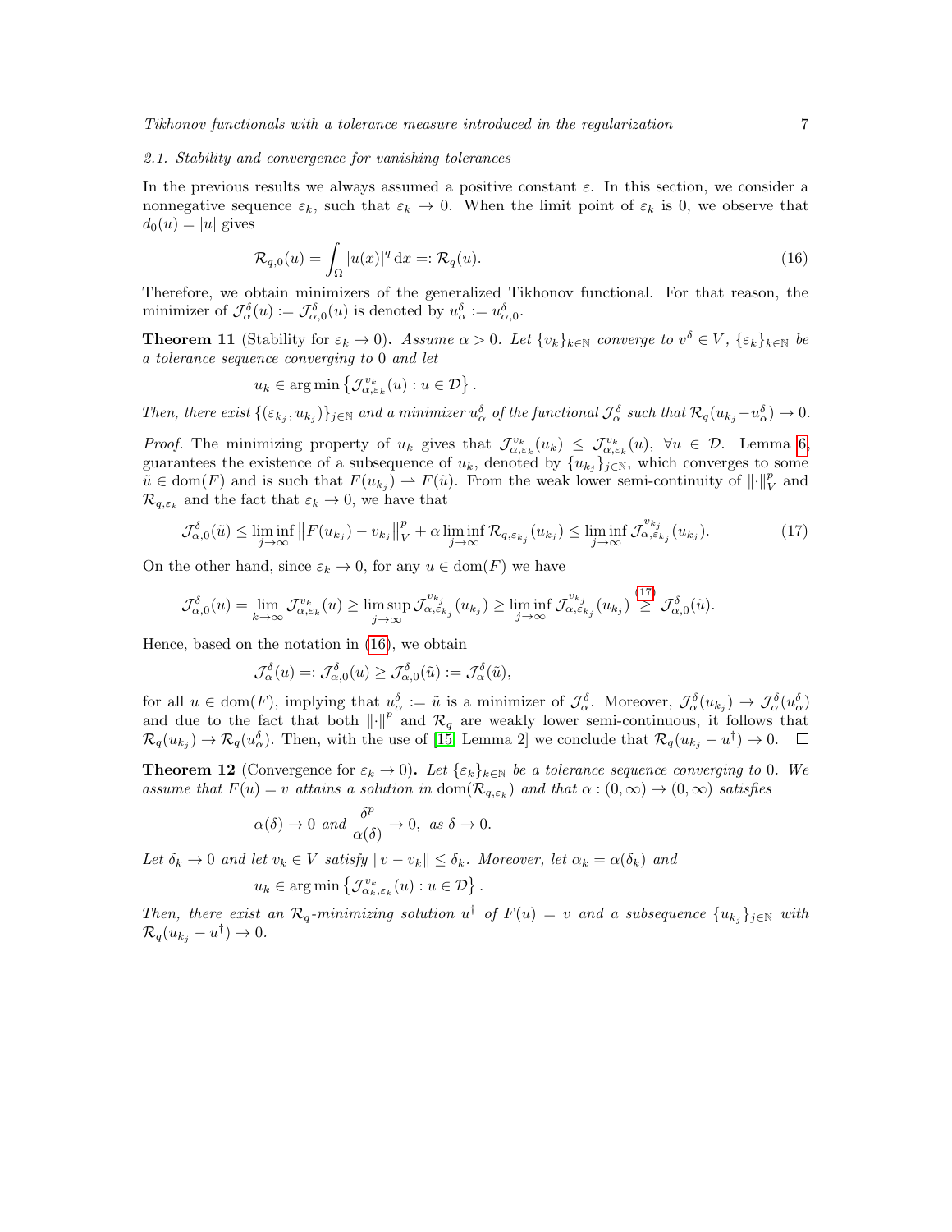### 2.1. Stability and convergence for vanishing tolerances

In the previous results we always assumed a positive constant $\varepsilon$. In this section, we consider a nonnegative sequence $\varepsilon_k$, such that $\varepsilon_k \to 0$. When the limit point of $\varepsilon_k$ is 0, we observe that $d_0(u) = |u|$ gives

$$\mathcal{R}_{q,0}(u) = \int_\Omega |u(x)|^q \,\mathrm{d}x =: \mathcal{R}_q(u). \tag{16}$$

Therefore, we obtain minimizers of the generalized Tikhonov functional. For that reason, the minimizer of $\mathcal{J}^\delta_\alpha(u) := \mathcal{J}^\delta_{\alpha,0}(u)$ is denoted by $u^\delta_\alpha := u^\delta_{\alpha,0}$.

**Theorem 11** (Stability for $\varepsilon_k \to 0$)**.** *Assume $\alpha > 0$. Let $\{v_k\}_{k\in\mathbb{N}}$ converge to $v^\delta \in V$, $\{\varepsilon_k\}_{k\in\mathbb{N}}$ be a tolerance sequence converging to 0 and let*

$$u_k \in \arg\min\left\{\mathcal{J}^{v_k}_{\alpha,\varepsilon_k}(u) : u \in \mathcal{D}\right\}.$$

*Then, there exist $\{(\varepsilon_{k_j}, u_{k_j})\}_{j\in\mathbb{N}}$ and a minimizer $u^\delta_\alpha$ of the functional $\mathcal{J}^\delta_\alpha$ such that $\mathcal{R}_q(u_{k_j} - u^\delta_\alpha) \to 0$.*

*Proof.* The minimizing property of $u_k$ gives that $\mathcal{J}^{v_k}_{\alpha,\varepsilon_k}(u_k) \le \mathcal{J}^{v_k}_{\alpha,\varepsilon_k}(u)$, $\forall u \in \mathcal{D}$. Lemma 6, guarantees the existence of a subsequence of $u_k$, denoted by $\{u_{k_j}\}_{j\in\mathbb{N}}$, which converges to some $\tilde{u} \in \mathrm{dom}(F)$ and is such that $F(u_{k_j}) \rightharpoonup F(\tilde{u})$. From the weak lower semi-continuity of $\|\cdot\|^p_V$ and $\mathcal{R}_{q,\varepsilon_k}$ and the fact that $\varepsilon_k \to 0$, we have that

$$\mathcal{J}^\delta_{\alpha,0}(\tilde{u}) \le \liminf_{j\to\infty} \left\|F(u_{k_j}) - v_{k_j}\right\|^p_V + \alpha \liminf_{j\to\infty} \mathcal{R}_{q,\varepsilon_{k_j}}(u_{k_j}) \le \liminf_{j\to\infty} \mathcal{J}^{v_{k_j}}_{\alpha,\varepsilon_{k_j}}(u_{k_j}). \tag{17}$$

On the other hand, since $\varepsilon_k \to 0$, for any $u \in \mathrm{dom}(F)$ we have

$$\mathcal{J}^\delta_{\alpha,0}(u) = \lim_{k\to\infty} \mathcal{J}^{v_k}_{\alpha,\varepsilon_k}(u) \ge \limsup_{j\to\infty} \mathcal{J}^{v_{k_j}}_{\alpha,\varepsilon_{k_j}}(u_{k_j}) \ge \liminf_{j\to\infty} \mathcal{J}^{v_{k_j}}_{\alpha,\varepsilon_{k_j}}(u_{k_j}) \overset{(17)}{\ge} \mathcal{J}^\delta_{\alpha,0}(\tilde{u}).$$

Hence, based on the notation in (16), we obtain

$$\mathcal{J}^\delta_\alpha(u) =: \mathcal{J}^\delta_{\alpha,0}(u) \ge \mathcal{J}^\delta_{\alpha,0}(\tilde{u}) := \mathcal{J}^\delta_\alpha(\tilde{u}),$$

for all $u \in \mathrm{dom}(F)$, implying that $u^\delta_\alpha := \tilde{u}$ is a minimizer of $\mathcal{J}^\delta_\alpha$. Moreover, $\mathcal{J}^\delta_\alpha(u_{k_j}) \to \mathcal{J}^\delta_\alpha(u^\delta_\alpha)$ and due to the fact that both $\|\cdot\|^p$ and $\mathcal{R}_q$ are weakly lower semi-continuous, it follows that $\mathcal{R}_q(u_{k_j}) \to \mathcal{R}_q(u^\delta_\alpha)$. Then, with the use of [15, Lemma 2] we conclude that $\mathcal{R}_q(u_{k_j} - u^\dagger) \to 0$. $\square$

**Theorem 12** (Convergence for $\varepsilon_k \to 0$)**.** *Let $\{\varepsilon_k\}_{k\in\mathbb{N}}$ be a tolerance sequence converging to 0. We assume that $F(u) = v$ attains a solution in $\mathrm{dom}(\mathcal{R}_{q,\varepsilon_k})$ and that $\alpha : (0,\infty) \to (0,\infty)$ satisfies*

$$\alpha(\delta) \to 0 \text{ and } \frac{\delta^p}{\alpha(\delta)} \to 0, \text{ as } \delta \to 0.$$

*Let $\delta_k \to 0$ and let $v_k \in V$ satisfy $\|v - v_k\| \le \delta_k$. Moreover, let $\alpha_k = \alpha(\delta_k)$ and*

$$u_k \in \arg\min\left\{\mathcal{J}^{v_k}_{\alpha_k,\varepsilon_k}(u) : u \in \mathcal{D}\right\}.$$

*Then, there exist an $\mathcal{R}_q$-minimizing solution $u^\dagger$ of $F(u) = v$ and a subsequence $\{u_{k_j}\}_{j\in\mathbb{N}}$ with $\mathcal{R}_q(u_{k_j} - u^\dagger) \to 0$.*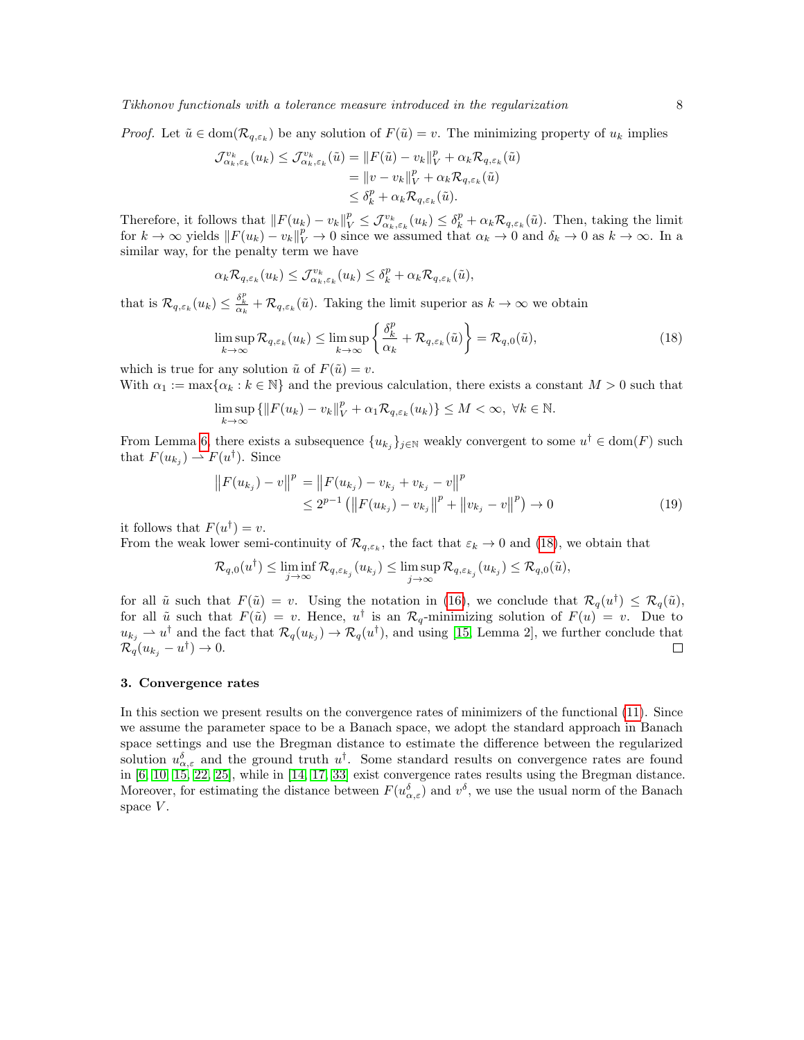*Proof.* Let $\tilde{u} \in \mathrm{dom}(\mathcal{R}_{q,\varepsilon_k})$ be any solution of $F(\tilde{u}) = v$. The minimizing property of $u_k$ implies

$$
\begin{aligned}
\mathcal{J}^{v_k}_{\alpha_k,\varepsilon_k}(u_k) \leq \mathcal{J}^{v_k}_{\alpha_k,\varepsilon_k}(\tilde{u}) &= \|F(\tilde{u}) - v_k\|_V^p + \alpha_k \mathcal{R}_{q,\varepsilon_k}(\tilde{u}) \\
&= \|v - v_k\|_V^p + \alpha_k \mathcal{R}_{q,\varepsilon_k}(\tilde{u}) \\
&\leq \delta_k^p + \alpha_k \mathcal{R}_{q,\varepsilon_k}(\tilde{u}).
\end{aligned}
$$

Therefore, it follows that $\|F(u_k) - v_k\|_V^p \leq \mathcal{J}^{v_k}_{\alpha_k,\varepsilon_k}(u_k) \leq \delta_k^p + \alpha_k \mathcal{R}_{q,\varepsilon_k}(\tilde{u})$. Then, taking the limit for $k \to \infty$ yields $\|F(u_k) - v_k\|_V^p \to 0$ since we assumed that $\alpha_k \to 0$ and $\delta_k \to 0$ as $k \to \infty$. In a similar way, for the penalty term we have

$$
\alpha_k \mathcal{R}_{q,\varepsilon_k}(u_k) \leq \mathcal{J}^{v_k}_{\alpha_k,\varepsilon_k}(u_k) \leq \delta_k^p + \alpha_k \mathcal{R}_{q,\varepsilon_k}(\tilde{u}),
$$

that is $\mathcal{R}_{q,\varepsilon_k}(u_k) \leq \frac{\delta_k^p}{\alpha_k} + \mathcal{R}_{q,\varepsilon_k}(\tilde{u})$. Taking the limit superior as $k \to \infty$ we obtain

$$
\limsup_{k\to\infty} \mathcal{R}_{q,\varepsilon_k}(u_k) \leq \limsup_{k\to\infty} \left\{ \frac{\delta_k^p}{\alpha_k} + \mathcal{R}_{q,\varepsilon_k}(\tilde{u}) \right\} = \mathcal{R}_{q,0}(\tilde{u}), \tag{18}
$$

which is true for any solution $\tilde{u}$ of $F(\tilde{u}) = v$.
With $\alpha_1 := \max\{\alpha_k : k \in \mathbb{N}\}$ and the previous calculation, there exists a constant $M > 0$ such that

$$
\limsup_{k\to\infty} \{\|F(u_k) - v_k\|_V^p + \alpha_1 \mathcal{R}_{q,\varepsilon_k}(u_k)\} \leq M < \infty, \ \forall k \in \mathbb{N}.
$$

From Lemma 6, there exists a subsequence $\{u_{k_j}\}_{j\in\mathbb{N}}$ weakly convergent to some $u^\dagger \in \mathrm{dom}(F)$ such that $F(u_{k_j}) \rightharpoonup F(u^\dagger)$. Since

$$
\begin{aligned}
\left\|F(u_{k_j}) - v\right\|^p &= \left\|F(u_{k_j}) - v_{k_j} + v_{k_j} - v\right\|^p \\
&\leq 2^{p-1}\left(\left\|F(u_{k_j}) - v_{k_j}\right\|^p + \left\|v_{k_j} - v\right\|^p\right) \to 0
\end{aligned} \tag{19}
$$

it follows that $F(u^\dagger) = v$.
From the weak lower semi-continuity of $\mathcal{R}_{q,\varepsilon_k}$, the fact that $\varepsilon_k \to 0$ and (18), we obtain that

$$
\mathcal{R}_{q,0}(u^\dagger) \leq \liminf_{j\to\infty} \mathcal{R}_{q,\varepsilon_{k_j}}(u_{k_j}) \leq \limsup_{j\to\infty} \mathcal{R}_{q,\varepsilon_{k_j}}(u_{k_j}) \leq \mathcal{R}_{q,0}(\tilde{u}),
$$

for all $\tilde{u}$ such that $F(\tilde{u}) = v$. Using the notation in (16), we conclude that $\mathcal{R}_q(u^\dagger) \leq \mathcal{R}_q(\tilde{u})$, for all $\tilde{u}$ such that $F(\tilde{u}) = v$. Hence, $u^\dagger$ is an $\mathcal{R}_q$-minimizing solution of $F(u) = v$. Due to $u_{k_j} \rightharpoonup u^\dagger$ and the fact that $\mathcal{R}_q(u_{k_j}) \to \mathcal{R}_q(u^\dagger)$, and using [15, Lemma 2], we further conclude that $\mathcal{R}_q(u_{k_j} - u^\dagger) \to 0$. □

### 3. Convergence rates

In this section we present results on the convergence rates of minimizers of the functional (11). Since we assume the parameter space to be a Banach space, we adopt the standard approach in Banach space settings and use the Bregman distance to estimate the difference between the regularized solution $u^\delta_{\alpha,\varepsilon}$ and the ground truth $u^\dagger$. Some standard results on convergence rates are found in [6, 10, 15, 22, 25], while in [14, 17, 33] exist convergence rates results using the Bregman distance. Moreover, for estimating the distance between $F(u^\delta_{\alpha,\varepsilon})$ and $v^\delta$, we use the usual norm of the Banach space $V$.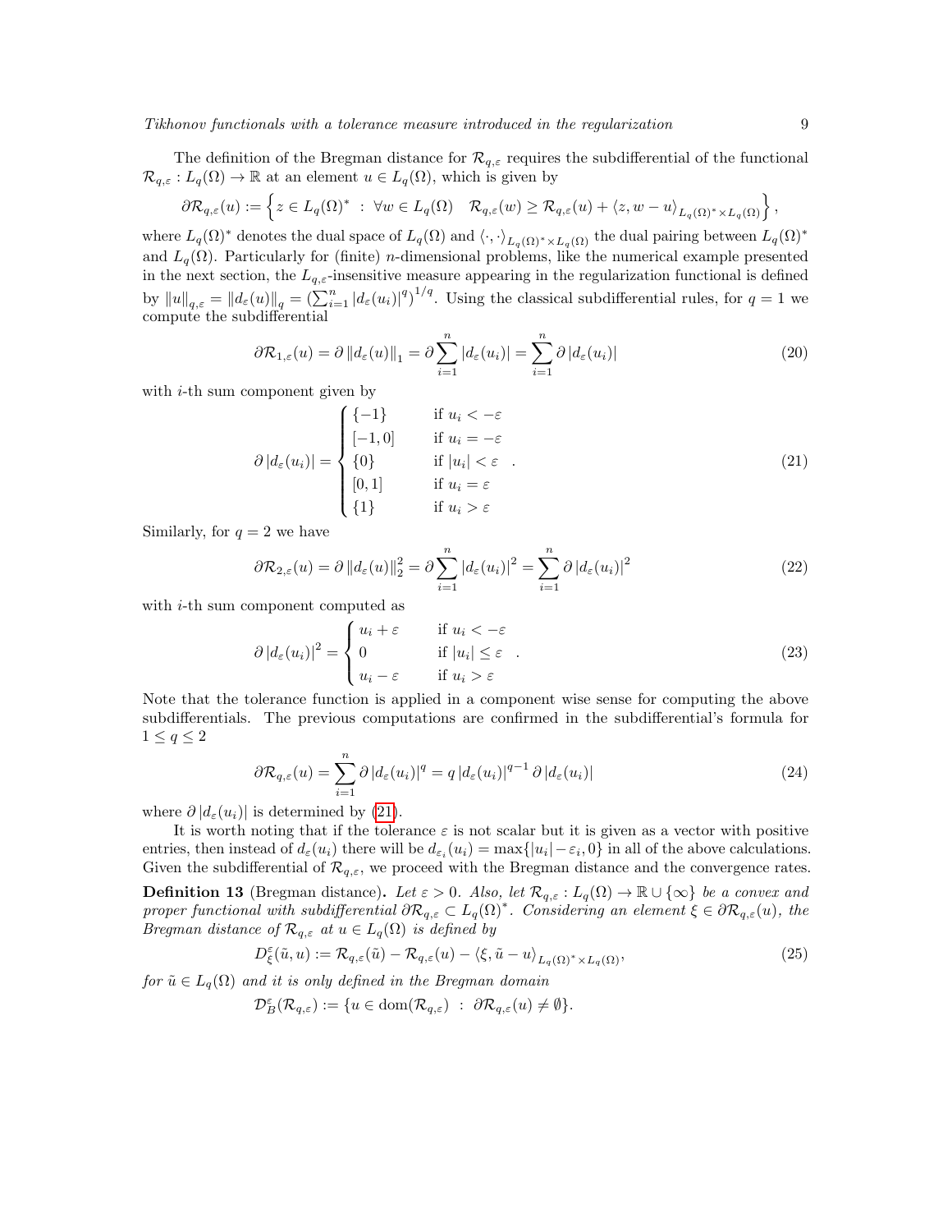The definition of the Bregman distance for $\mathcal{R}_{q,\varepsilon}$ requires the subdifferential of the functional $\mathcal{R}_{q,\varepsilon} : L_q(\Omega) \to \mathbb{R}$ at an element $u \in L_q(\Omega)$, which is given by

$$\partial\mathcal{R}_{q,\varepsilon}(u) := \left\{ z \in L_q(\Omega)^* \;:\; \forall w \in L_q(\Omega) \quad \mathcal{R}_{q,\varepsilon}(w) \geq \mathcal{R}_{q,\varepsilon}(u) + \langle z, w-u \rangle_{L_q(\Omega)^* \times L_q(\Omega)} \right\},$$

where $L_q(\Omega)^*$ denotes the dual space of $L_q(\Omega)$ and $\langle \cdot, \cdot \rangle_{L_q(\Omega)^* \times L_q(\Omega)}$ the dual pairing between $L_q(\Omega)^*$ and $L_q(\Omega)$. Particularly for (finite) $n$-dimensional problems, like the numerical example presented in the next section, the $L_{q,\varepsilon}$-insensitive measure appearing in the regularization functional is defined by $\|u\|_{q,\varepsilon} = \|d_\varepsilon(u)\|_q = (\sum_{i=1}^n |d_\varepsilon(u_i)|^q)^{1/q}$. Using the classical subdifferential rules, for $q = 1$ we compute the subdifferential

$$\partial\mathcal{R}_{1,\varepsilon}(u) = \partial \|d_\varepsilon(u)\|_1 = \partial \sum_{i=1}^n |d_\varepsilon(u_i)| = \sum_{i=1}^n \partial |d_\varepsilon(u_i)| \tag{20}$$

with $i$-th sum component given by

$$\partial |d_\varepsilon(u_i)| = \begin{cases} \{-1\} & \text{if } u_i < -\varepsilon \\ [-1, 0] & \text{if } u_i = -\varepsilon \\ \{0\} & \text{if } |u_i| < \varepsilon \\ [0, 1] & \text{if } u_i = \varepsilon \\ \{1\} & \text{if } u_i > \varepsilon \end{cases}. \tag{21}$$

Similarly, for $q = 2$ we have

$$\partial\mathcal{R}_{2,\varepsilon}(u) = \partial \|d_\varepsilon(u)\|_2^2 = \partial \sum_{i=1}^n |d_\varepsilon(u_i)|^2 = \sum_{i=1}^n \partial |d_\varepsilon(u_i)|^2 \tag{22}$$

with $i$-th sum component computed as

$$\partial |d_\varepsilon(u_i)|^2 = \begin{cases} u_i + \varepsilon & \text{if } u_i < -\varepsilon \\ 0 & \text{if } |u_i| \leq \varepsilon \\ u_i - \varepsilon & \text{if } u_i > \varepsilon \end{cases}. \tag{23}$$

Note that the tolerance function is applied in a component wise sense for computing the above subdifferentials. The previous computations are confirmed in the subdifferential's formula for $1 \leq q \leq 2$

$$\partial\mathcal{R}_{q,\varepsilon}(u) = \sum_{i=1}^n \partial |d_\varepsilon(u_i)|^q = q\, |d_\varepsilon(u_i)|^{q-1}\, \partial |d_\varepsilon(u_i)| \tag{24}$$

where $\partial |d_\varepsilon(u_i)|$ is determined by (21).

It is worth noting that if the tolerance $\varepsilon$ is not scalar but it is given as a vector with positive entries, then instead of $d_\varepsilon(u_i)$ there will be $d_{\varepsilon_i}(u_i) = \max\{|u_i| - \varepsilon_i, 0\}$ in all of the above calculations. Given the subdifferential of $\mathcal{R}_{q,\varepsilon}$, we proceed with the Bregman distance and the convergence rates.

**Definition 13** (Bregman distance)**.** *Let $\varepsilon > 0$. Also, let $\mathcal{R}_{q,\varepsilon} : L_q(\Omega) \to \mathbb{R} \cup \{\infty\}$ be a convex and proper functional with subdifferential $\partial\mathcal{R}_{q,\varepsilon} \subset L_q(\Omega)^*$. Considering an element $\xi \in \partial\mathcal{R}_{q,\varepsilon}(u)$, the Bregman distance of $\mathcal{R}_{q,\varepsilon}$ at $u \in L_q(\Omega)$ is defined by*

$$D_\xi^\varepsilon(\tilde{u}, u) := \mathcal{R}_{q,\varepsilon}(\tilde{u}) - \mathcal{R}_{q,\varepsilon}(u) - \langle \xi, \tilde{u} - u \rangle_{L_q(\Omega)^* \times L_q(\Omega)}, \tag{25}$$

*for $\tilde{u} \in L_q(\Omega)$ and it is only defined in the Bregman domain*

$$\mathcal{D}_B^\varepsilon(\mathcal{R}_{q,\varepsilon}) := \{u \in \operatorname{dom}(\mathcal{R}_{q,\varepsilon}) \;:\; \partial\mathcal{R}_{q,\varepsilon}(u) \neq \emptyset\}.$$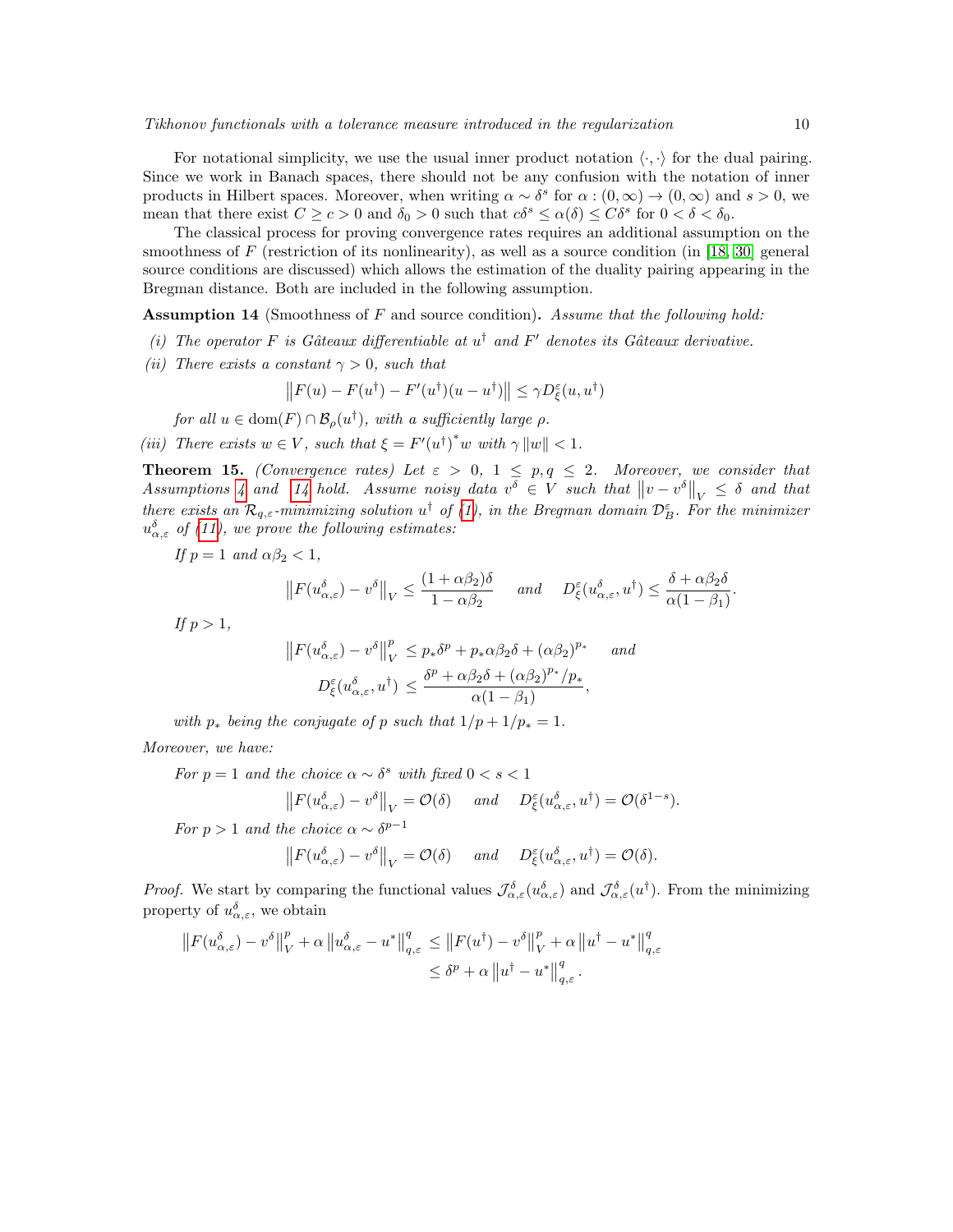For notational simplicity, we use the usual inner product notation $\langle\cdot,\cdot\rangle$ for the dual pairing. Since we work in Banach spaces, there should not be any confusion with the notation of inner products in Hilbert spaces. Moreover, when writing $\alpha \sim \delta^s$ for $\alpha : (0,\infty) \to (0,\infty)$ and $s > 0$, we mean that there exist $C \geq c > 0$ and $\delta_0 > 0$ such that $c\delta^s \leq \alpha(\delta) \leq C\delta^s$ for $0 < \delta < \delta_0$.

The classical process for proving convergence rates requires an additional assumption on the smoothness of $F$ (restriction of its nonlinearity), as well as a source condition (in [18, 30] general source conditions are discussed) which allows the estimation of the duality pairing appearing in the Bregman distance. Both are included in the following assumption.

**Assumption 14** (Smoothness of $F$ and source condition)**.** *Assume that the following hold:*

*(i) The operator $F$ is Gâteaux differentiable at $u^\dagger$ and $F'$ denotes its Gâteaux derivative.*

*(ii) There exists a constant $\gamma > 0$, such that*

$$\left\|F(u) - F(u^\dagger) - F'(u^\dagger)(u - u^\dagger)\right\| \leq \gamma D^\varepsilon_\xi(u, u^\dagger)$$

*for all $u \in \mathrm{dom}(F) \cap \mathcal{B}_\rho(u^\dagger)$, with a sufficiently large $\rho$.*

*(iii) There exists $w \in V$, such that $\xi = F'(u^\dagger)^* w$ with $\gamma \|w\| < 1$.*

**Theorem 15.** *(Convergence rates) Let $\varepsilon > 0$, $1 \leq p,q \leq 2$. Moreover, we consider that Assumptions 4 and 14 hold. Assume noisy data $v^\delta \in V$ such that $\left\|v - v^\delta\right\|_V \leq \delta$ and that there exists an $\mathcal{R}_{q,\varepsilon}$-minimizing solution $u^\dagger$ of (1), in the Bregman domain $\mathcal{D}^\varepsilon_B$. For the minimizer $u^\delta_{\alpha,\varepsilon}$ of (11), we prove the following estimates:*

*If $p = 1$ and $\alpha\beta_2 < 1$,*

$$\left\|F(u^\delta_{\alpha,\varepsilon}) - v^\delta\right\|_V \leq \frac{(1+\alpha\beta_2)\delta}{1-\alpha\beta_2} \quad \text{and} \quad D^\varepsilon_\xi(u^\delta_{\alpha,\varepsilon}, u^\dagger) \leq \frac{\delta + \alpha\beta_2\delta}{\alpha(1-\beta_1)}.$$

*If $p > 1$,*

$$\left\|F(u^\delta_{\alpha,\varepsilon}) - v^\delta\right\|^p_V \leq p_*\delta^p + p_*\alpha\beta_2\delta + (\alpha\beta_2)^{p_*} \quad \text{and}$$
$$D^\varepsilon_\xi(u^\delta_{\alpha,\varepsilon}, u^\dagger) \leq \frac{\delta^p + \alpha\beta_2\delta + (\alpha\beta_2)^{p_*}/p_*}{\alpha(1-\beta_1)},$$

*with $p_*$ being the conjugate of $p$ such that $1/p + 1/p_* = 1$.*

*Moreover, we have:*

*For $p = 1$ and the choice $\alpha \sim \delta^s$ with fixed $0 < s < 1$*

$$\left\|F(u^\delta_{\alpha,\varepsilon}) - v^\delta\right\|_V = \mathcal{O}(\delta) \quad \text{and} \quad D^\varepsilon_\xi(u^\delta_{\alpha,\varepsilon}, u^\dagger) = \mathcal{O}(\delta^{1-s}).$$

*For $p > 1$ and the choice $\alpha \sim \delta^{p-1}$*

$$\left\|F(u^\delta_{\alpha,\varepsilon}) - v^\delta\right\|_V = \mathcal{O}(\delta) \quad \text{and} \quad D^\varepsilon_\xi(u^\delta_{\alpha,\varepsilon}, u^\dagger) = \mathcal{O}(\delta).$$

*Proof.* We start by comparing the functional values $\mathcal{J}^\delta_{\alpha,\varepsilon}(u^\delta_{\alpha,\varepsilon})$ and $\mathcal{J}^\delta_{\alpha,\varepsilon}(u^\dagger)$. From the minimizing property of $u^\delta_{\alpha,\varepsilon}$, we obtain

$$\begin{aligned}
\left\|F(u^\delta_{\alpha,\varepsilon}) - v^\delta\right\|^p_V + \alpha\left\|u^\delta_{\alpha,\varepsilon} - u^*\right\|^q_{q,\varepsilon} &\leq \left\|F(u^\dagger) - v^\delta\right\|^p_V + \alpha\left\|u^\dagger - u^*\right\|^q_{q,\varepsilon} \\
&\leq \delta^p + \alpha\left\|u^\dagger - u^*\right\|^q_{q,\varepsilon}.
\end{aligned}$$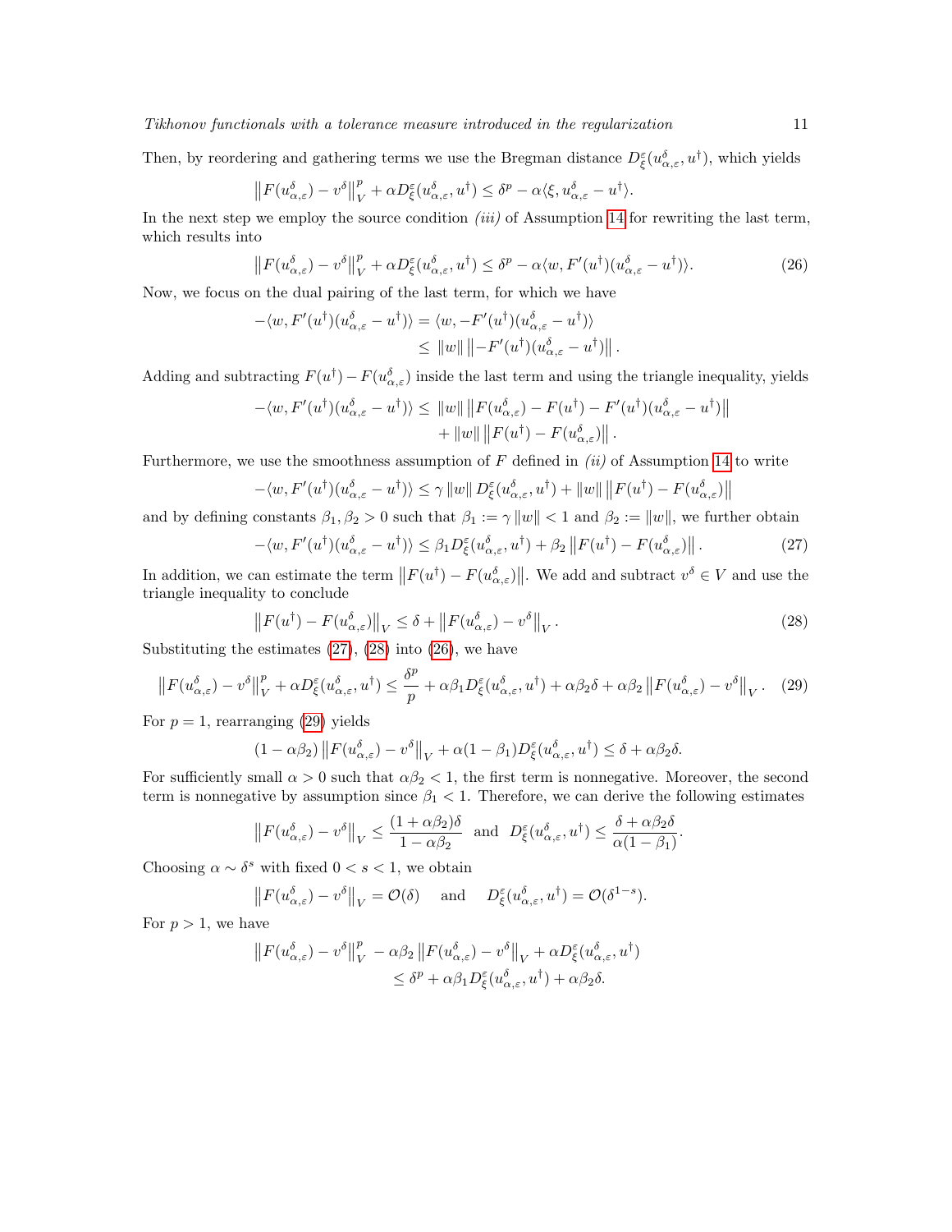Then, by reordering and gathering terms we use the Bregman distance $D_\xi^\varepsilon(u_{\alpha,\varepsilon}^\delta, u^\dagger)$, which yields

$$\left\|F(u_{\alpha,\varepsilon}^\delta) - v^\delta\right\|_V^p + \alpha D_\xi^\varepsilon(u_{\alpha,\varepsilon}^\delta, u^\dagger) \leq \delta^p - \alpha\langle \xi, u_{\alpha,\varepsilon}^\delta - u^\dagger\rangle.$$

In the next step we employ the source condition *(iii)* of Assumption 14 for rewriting the last term, which results into

$$\left\|F(u_{\alpha,\varepsilon}^\delta) - v^\delta\right\|_V^p + \alpha D_\xi^\varepsilon(u_{\alpha,\varepsilon}^\delta, u^\dagger) \leq \delta^p - \alpha\langle w, F'(u^\dagger)(u_{\alpha,\varepsilon}^\delta - u^\dagger)\rangle. \tag{26}$$

Now, we focus on the dual pairing of the last term, for which we have

$$\begin{aligned}
-\langle w, F'(u^\dagger)(u_{\alpha,\varepsilon}^\delta - u^\dagger)\rangle &= \langle w, -F'(u^\dagger)(u_{\alpha,\varepsilon}^\delta - u^\dagger)\rangle \\
&\leq \|w\| \left\|-F'(u^\dagger)(u_{\alpha,\varepsilon}^\delta - u^\dagger)\right\|.
\end{aligned}$$

Adding and subtracting $F(u^\dagger) - F(u_{\alpha,\varepsilon}^\delta)$ inside the last term and using the triangle inequality, yields

$$\begin{aligned}
-\langle w, F'(u^\dagger)(u_{\alpha,\varepsilon}^\delta - u^\dagger)\rangle \leq\; &\|w\| \left\|F(u_{\alpha,\varepsilon}^\delta) - F(u^\dagger) - F'(u^\dagger)(u_{\alpha,\varepsilon}^\delta - u^\dagger)\right\| \\
&+ \|w\| \left\|F(u^\dagger) - F(u_{\alpha,\varepsilon}^\delta)\right\|.
\end{aligned}$$

Furthermore, we use the smoothness assumption of $F$ defined in *(ii)* of Assumption 14 to write

$$-\langle w, F'(u^\dagger)(u_{\alpha,\varepsilon}^\delta - u^\dagger)\rangle \leq \gamma \|w\| D_\xi^\varepsilon(u_{\alpha,\varepsilon}^\delta, u^\dagger) + \|w\| \left\|F(u^\dagger) - F(u_{\alpha,\varepsilon}^\delta)\right\|$$

and by defining constants $\beta_1, \beta_2 > 0$ such that $\beta_1 := \gamma\|w\| < 1$ and $\beta_2 := \|w\|$, we further obtain

$$-\langle w, F'(u^\dagger)(u_{\alpha,\varepsilon}^\delta - u^\dagger)\rangle \leq \beta_1 D_\xi^\varepsilon(u_{\alpha,\varepsilon}^\delta, u^\dagger) + \beta_2 \left\|F(u^\dagger) - F(u_{\alpha,\varepsilon}^\delta)\right\|. \tag{27}$$

In addition, we can estimate the term $\left\|F(u^\dagger) - F(u_{\alpha,\varepsilon}^\delta)\right\|$. We add and subtract $v^\delta \in V$ and use the triangle inequality to conclude

$$\left\|F(u^\dagger) - F(u_{\alpha,\varepsilon}^\delta)\right\|_V \leq \delta + \left\|F(u_{\alpha,\varepsilon}^\delta) - v^\delta\right\|_V. \tag{28}$$

Substituting the estimates (27), (28) into (26), we have

$$\left\|F(u_{\alpha,\varepsilon}^\delta) - v^\delta\right\|_V^p + \alpha D_\xi^\varepsilon(u_{\alpha,\varepsilon}^\delta, u^\dagger) \leq \frac{\delta^p}{p} + \alpha\beta_1 D_\xi^\varepsilon(u_{\alpha,\varepsilon}^\delta, u^\dagger) + \alpha\beta_2\delta + \alpha\beta_2\left\|F(u_{\alpha,\varepsilon}^\delta) - v^\delta\right\|_V. \tag{29}$$

For $p = 1$, rearranging (29) yields

$$(1 - \alpha\beta_2)\left\|F(u_{\alpha,\varepsilon}^\delta) - v^\delta\right\|_V + \alpha(1 - \beta_1) D_\xi^\varepsilon(u_{\alpha,\varepsilon}^\delta, u^\dagger) \leq \delta + \alpha\beta_2\delta.$$

For sufficiently small $\alpha > 0$ such that $\alpha\beta_2 < 1$, the first term is nonnegative. Moreover, the second term is nonnegative by assumption since $\beta_1 < 1$. Therefore, we can derive the following estimates

$$\left\|F(u_{\alpha,\varepsilon}^\delta) - v^\delta\right\|_V \leq \frac{(1 + \alpha\beta_2)\delta}{1 - \alpha\beta_2} \quad \text{and} \quad D_\xi^\varepsilon(u_{\alpha,\varepsilon}^\delta, u^\dagger) \leq \frac{\delta + \alpha\beta_2\delta}{\alpha(1 - \beta_1)}.$$

Choosing $\alpha \sim \delta^s$ with fixed $0 < s < 1$, we obtain

$$\left\|F(u_{\alpha,\varepsilon}^\delta) - v^\delta\right\|_V = \mathcal{O}(\delta) \quad \text{and} \quad D_\xi^\varepsilon(u_{\alpha,\varepsilon}^\delta, u^\dagger) = \mathcal{O}(\delta^{1-s}).$$

For $p > 1$, we have

$$\begin{aligned}
\left\|F(u_{\alpha,\varepsilon}^\delta) - v^\delta\right\|_V^p &- \alpha\beta_2\left\|F(u_{\alpha,\varepsilon}^\delta) - v^\delta\right\|_V + \alpha D_\xi^\varepsilon(u_{\alpha,\varepsilon}^\delta, u^\dagger) \\
&\leq \delta^p + \alpha\beta_1 D_\xi^\varepsilon(u_{\alpha,\varepsilon}^\delta, u^\dagger) + \alpha\beta_2\delta.
\end{aligned}$$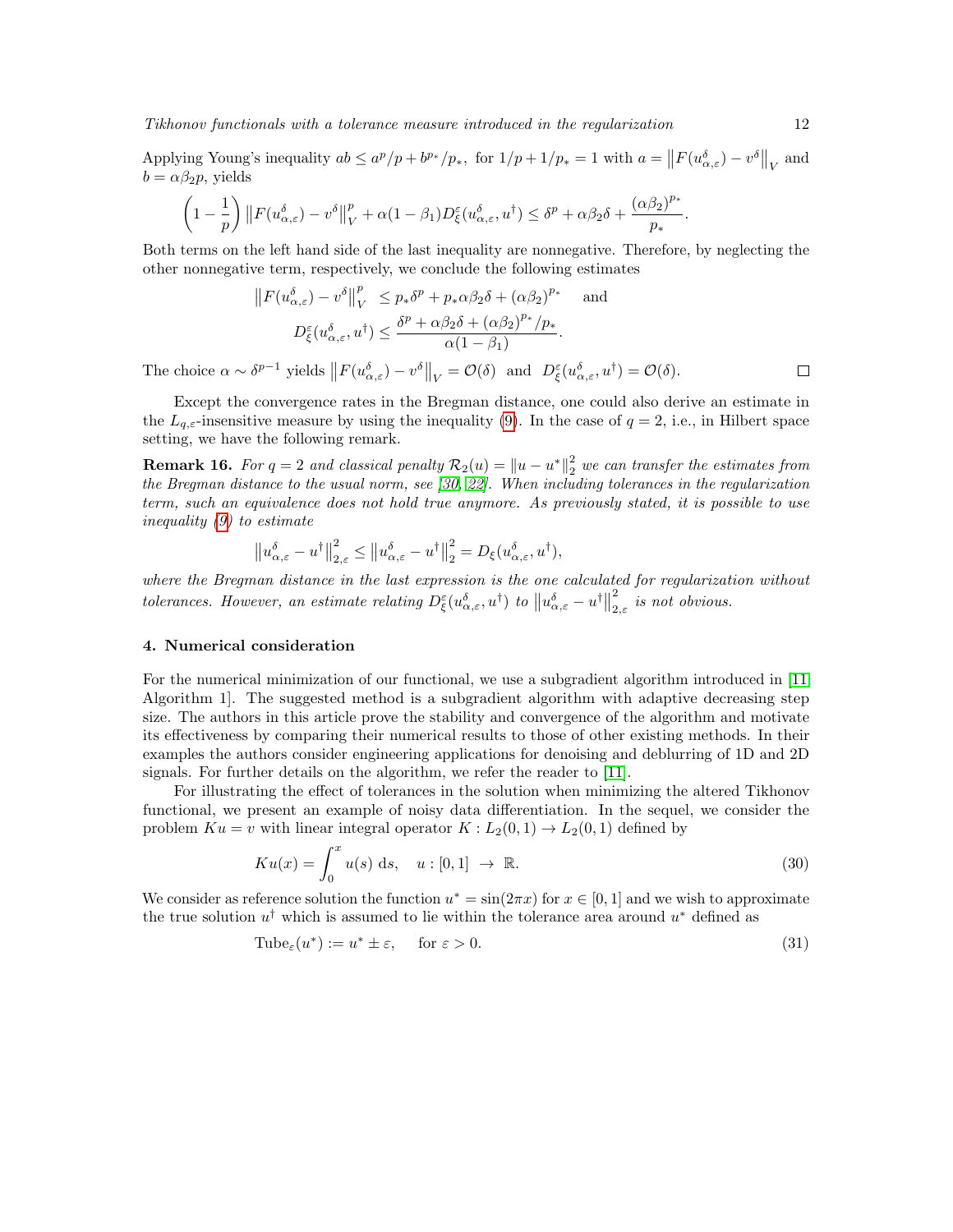Applying Young's inequality $ab \le a^p/p + b^{p_*}/p_*$, for $1/p + 1/p_* = 1$ with $a = \left\|F(u^\delta_{\alpha,\varepsilon}) - v^\delta\right\|_V$ and $b = \alpha\beta_2 p$, yields

$$\left(1 - \frac{1}{p}\right)\left\|F(u^\delta_{\alpha,\varepsilon}) - v^\delta\right\|_V^p + \alpha(1-\beta_1)D^\varepsilon_\xi(u^\delta_{\alpha,\varepsilon}, u^\dagger) \le \delta^p + \alpha\beta_2\delta + \frac{(\alpha\beta_2)^{p_*}}{p_*}.$$

Both terms on the left hand side of the last inequality are nonnegative. Therefore, by neglecting the other nonnegative term, respectively, we conclude the following estimates

$$\left\|F(u^\delta_{\alpha,\varepsilon}) - v^\delta\right\|_V^p \le p_*\delta^p + p_*\alpha\beta_2\delta + (\alpha\beta_2)^{p_*} \quad \text{and}$$
$$D^\varepsilon_\xi(u^\delta_{\alpha,\varepsilon}, u^\dagger) \le \frac{\delta^p + \alpha\beta_2\delta + (\alpha\beta_2)^{p_*}/p_*}{\alpha(1-\beta_1)}.$$

The choice $\alpha \sim \delta^{p-1}$ yields $\left\|F(u^\delta_{\alpha,\varepsilon}) - v^\delta\right\|_V = \mathcal{O}(\delta)$ and $D^\varepsilon_\xi(u^\delta_{\alpha,\varepsilon}, u^\dagger) = \mathcal{O}(\delta)$. □

Except the convergence rates in the Bregman distance, one could also derive an estimate in the $L_{q,\varepsilon}$-insensitive measure by using the inequality (9). In the case of $q = 2$, i.e., in Hilbert space setting, we have the following remark.

**Remark 16.** *For $q = 2$ and classical penalty $\mathcal{R}_2(u) = \|u - u^*\|_2^2$ we can transfer the estimates from the Bregman distance to the usual norm, see [30, 22]. When including tolerances in the regularization term, such an equivalence does not hold true anymore. As previously stated, it is possible to use inequality (9) to estimate*

$$\left\|u^\delta_{\alpha,\varepsilon} - u^\dagger\right\|_{2,\varepsilon}^2 \le \left\|u^\delta_{\alpha,\varepsilon} - u^\dagger\right\|_2^2 = D_\xi(u^\delta_{\alpha,\varepsilon}, u^\dagger),$$

*where the Bregman distance in the last expression is the one calculated for regularization without tolerances. However, an estimate relating $D^\varepsilon_\xi(u^\delta_{\alpha,\varepsilon}, u^\dagger)$ to $\left\|u^\delta_{\alpha,\varepsilon} - u^\dagger\right\|_{2,\varepsilon}^2$ is not obvious.*

## 4. Numerical consideration

For the numerical minimization of our functional, we use a subgradient algorithm introduced in [11, Algorithm 1]. The suggested method is a subgradient algorithm with adaptive decreasing step size. The authors in this article prove the stability and convergence of the algorithm and motivate its effectiveness by comparing their numerical results to those of other existing methods. In their examples the authors consider engineering applications for denoising and deblurring of 1D and 2D signals. For further details on the algorithm, we refer the reader to [11].

For illustrating the effect of tolerances in the solution when minimizing the altered Tikhonov functional, we present an example of noisy data differentiation. In the sequel, we consider the problem $Ku = v$ with linear integral operator $K : L_2(0,1) \to L_2(0,1)$ defined by

$$Ku(x) = \int_0^x u(s)\,\mathrm{d}s, \quad u : [0,1] \;\to\; \mathbb{R}. \tag{30}$$

We consider as reference solution the function $u^* = \sin(2\pi x)$ for $x \in [0,1]$ and we wish to approximate the true solution $u^\dagger$ which is assumed to lie within the tolerance area around $u^*$ defined as

$$\mathrm{Tube}_\varepsilon(u^*) := u^* \pm \varepsilon, \quad \text{for } \varepsilon > 0. \tag{31}$$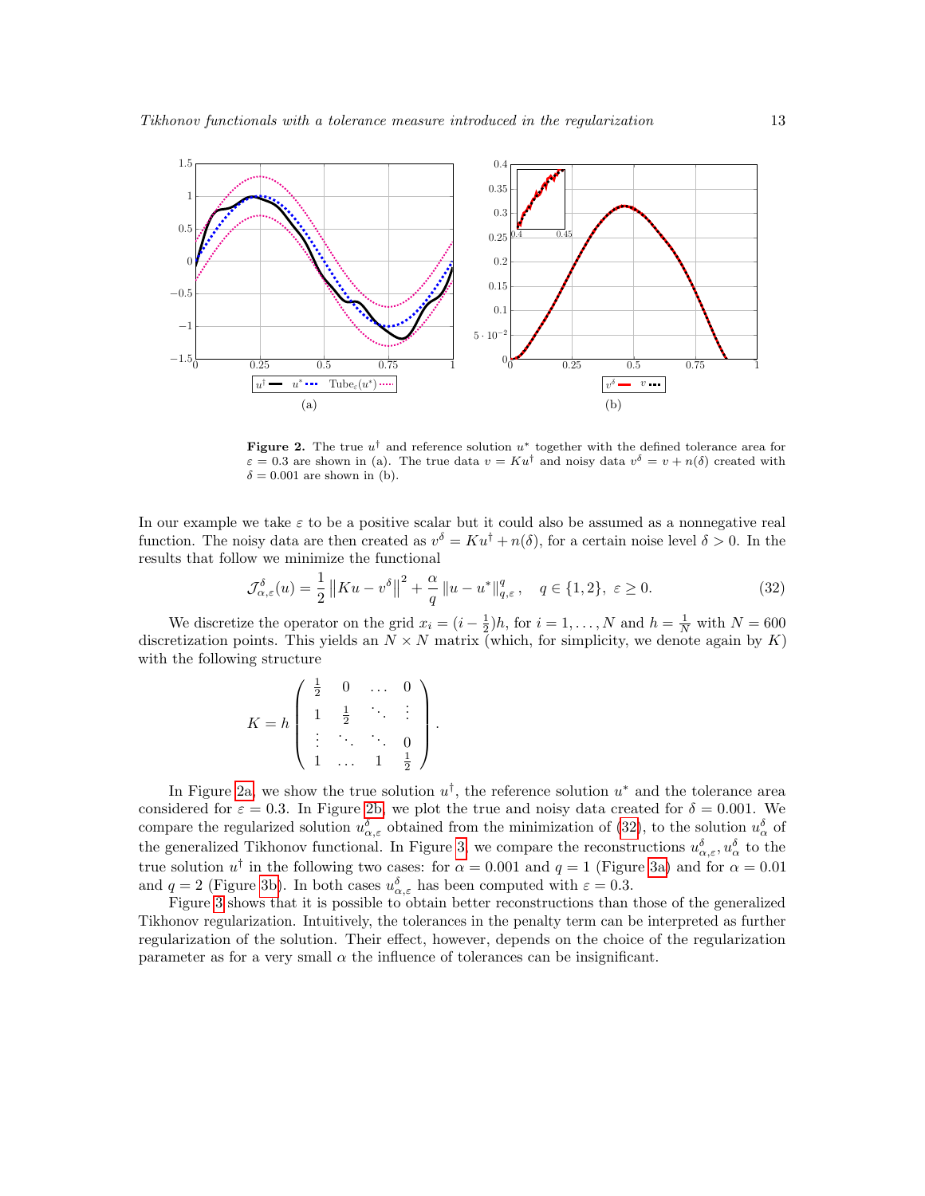**Figure 2.** The true $u^\dagger$ and reference solution $u^*$ together with the defined tolerance area for $\varepsilon = 0.3$ are shown in (a). The true data $v = Ku^\dagger$ and noisy data $v^\delta = v + n(\delta)$ created with $\delta = 0.001$ are shown in (b).

In our example we take $\varepsilon$ to be a positive scalar but it could also be assumed as a nonnegative real function. The noisy data are then created as $v^\delta = Ku^\dagger + n(\delta)$, for a certain noise level $\delta > 0$. In the results that follow we minimize the functional

$$\mathcal{J}^\delta_{\alpha,\varepsilon}(u) = \frac{1}{2}\left\|Ku - v^\delta\right\|^2 + \frac{\alpha}{q}\left\|u - u^*\right\|^q_{q,\varepsilon}, \quad q \in \{1, 2\},\ \varepsilon \geq 0. \tag{32}$$

We discretize the operator on the grid $x_i = (i - \frac{1}{2})h$, for $i = 1, \ldots, N$ and $h = \frac{1}{N}$ with $N = 600$ discretization points. This yields an $N \times N$ matrix (which, for simplicity, we denote again by $K$) with the following structure

$$K = h\begin{pmatrix} \frac{1}{2} & 0 & \ldots & 0 \\ 1 & \frac{1}{2} & \ddots & \vdots \\ \vdots & \ddots & \ddots & 0 \\ 1 & \ldots & 1 & \frac{1}{2} \end{pmatrix}.$$

In Figure 2a, we show the true solution $u^\dagger$, the reference solution $u^*$ and the tolerance area considered for $\varepsilon = 0.3$. In Figure 2b, we plot the true and noisy data created for $\delta = 0.001$. We compare the regularized solution $u^\delta_{\alpha,\varepsilon}$ obtained from the minimization of (32), to the solution $u^\delta_\alpha$ of the generalized Tikhonov functional. In Figure 3 we compare the reconstructions $u^\delta_{\alpha,\varepsilon}, u^\delta_\alpha$ to the true solution $u^\dagger$ in the following two cases: for $\alpha = 0.001$ and $q = 1$ (Figure 3a) and for $\alpha = 0.01$ and $q = 2$ (Figure 3b). In both cases $u^\delta_{\alpha,\varepsilon}$ has been computed with $\varepsilon = 0.3$.

Figure 3 shows that it is possible to obtain better reconstructions than those of the generalized Tikhonov regularization. Intuitively, the tolerances in the penalty term can be interpreted as further regularization of the solution. Their effect, however, depends on the choice of the regularization parameter as for a very small $\alpha$ the influence of tolerances can be insignificant.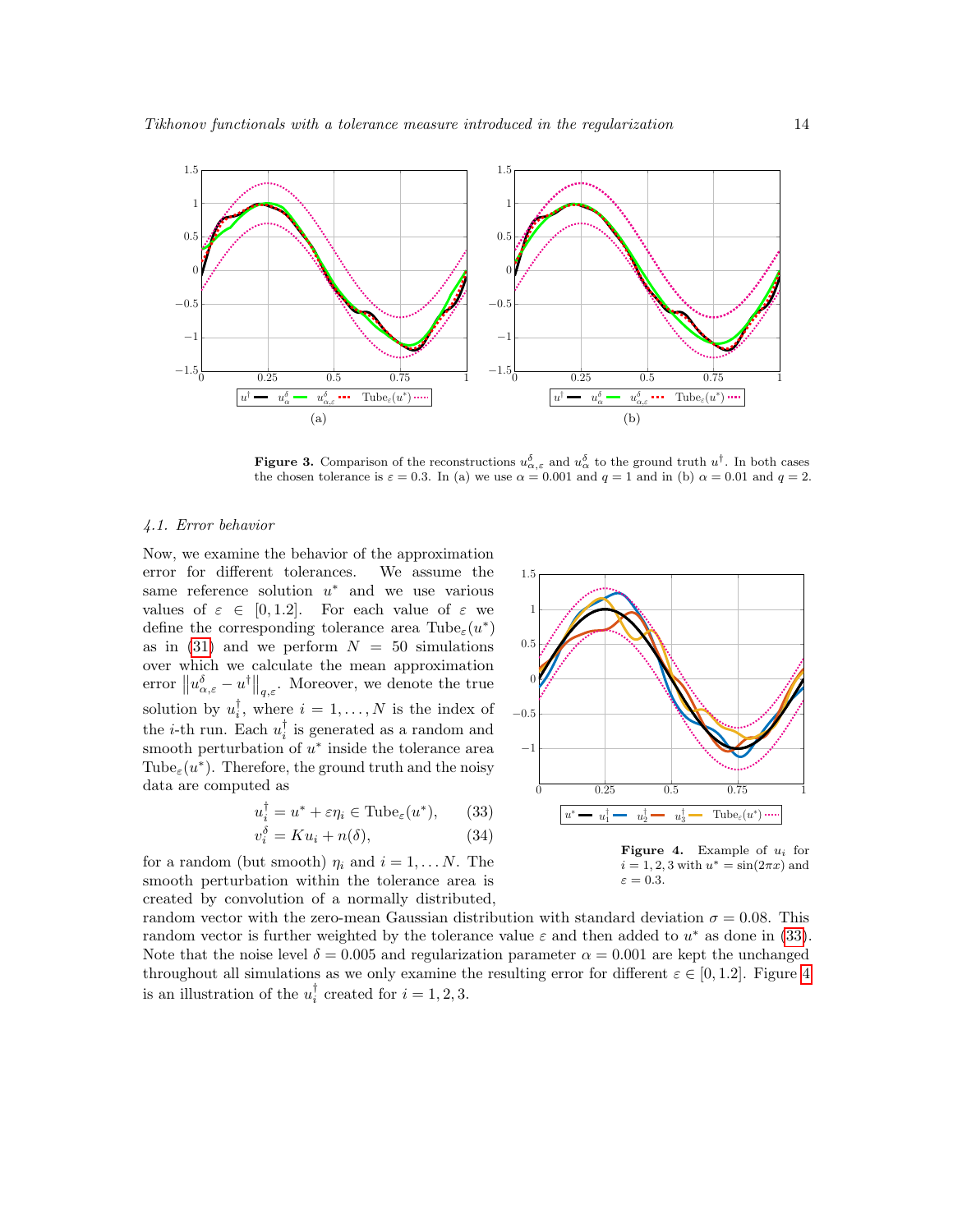**Figure 3.** Comparison of the reconstructions $u^\delta_{\alpha,\varepsilon}$ and $u^\delta_\alpha$ to the ground truth $u^\dagger$. In both cases the chosen tolerance is $\varepsilon = 0.3$. In (a) we use $\alpha = 0.001$ and $q = 1$ and in (b) $\alpha = 0.01$ and $q = 2$.

### 4.1. Error behavior

Now, we examine the behavior of the approximation error for different tolerances. We assume the same reference solution $u^*$ and we use various values of $\varepsilon \in [0, 1.2]$. For each value of $\varepsilon$ we define the corresponding tolerance area $\text{Tube}_\varepsilon(u^*)$ as in (31) and we perform $N = 50$ simulations over which we calculate the mean approximation error $\left\| u^\delta_{\alpha,\varepsilon} - u^\dagger \right\|_{q,\varepsilon}$. Moreover, we denote the true solution by $u^\dagger_i$, where $i = 1, \ldots, N$ is the index of the $i$-th run. Each $u^\dagger_i$ is generated as a random and smooth perturbation of $u^*$ inside the tolerance area $\text{Tube}_\varepsilon(u^*)$. Therefore, the ground truth and the noisy data are computed as

$$u^\dagger_i = u^* + \varepsilon \eta_i \in \text{Tube}_\varepsilon(u^*), \tag{33}$$

$$v^\delta_i = K u_i + n(\delta), \tag{34}$$

for a random (but smooth) $\eta_i$ and $i = 1, \ldots N$. The smooth perturbation within the tolerance area is created by convolution of a normally distributed, random vector with the zero-mean Gaussian distribution with standard deviation $\sigma = 0.08$. This random vector is further weighted by the tolerance value $\varepsilon$ and then added to $u^*$ as done in (33). Note that the noise level $\delta = 0.005$ and regularization parameter $\alpha = 0.001$ are kept the unchanged throughout all simulations as we only examine the resulting error for different $\varepsilon \in [0, 1.2]$. Figure 4 is an illustration of the $u^\dagger_i$ created for $i = 1, 2, 3$.

**Figure 4.** Example of $u_i$ for $i = 1, 2, 3$ with $u^* = \sin(2\pi x)$ and $\varepsilon = 0.3$.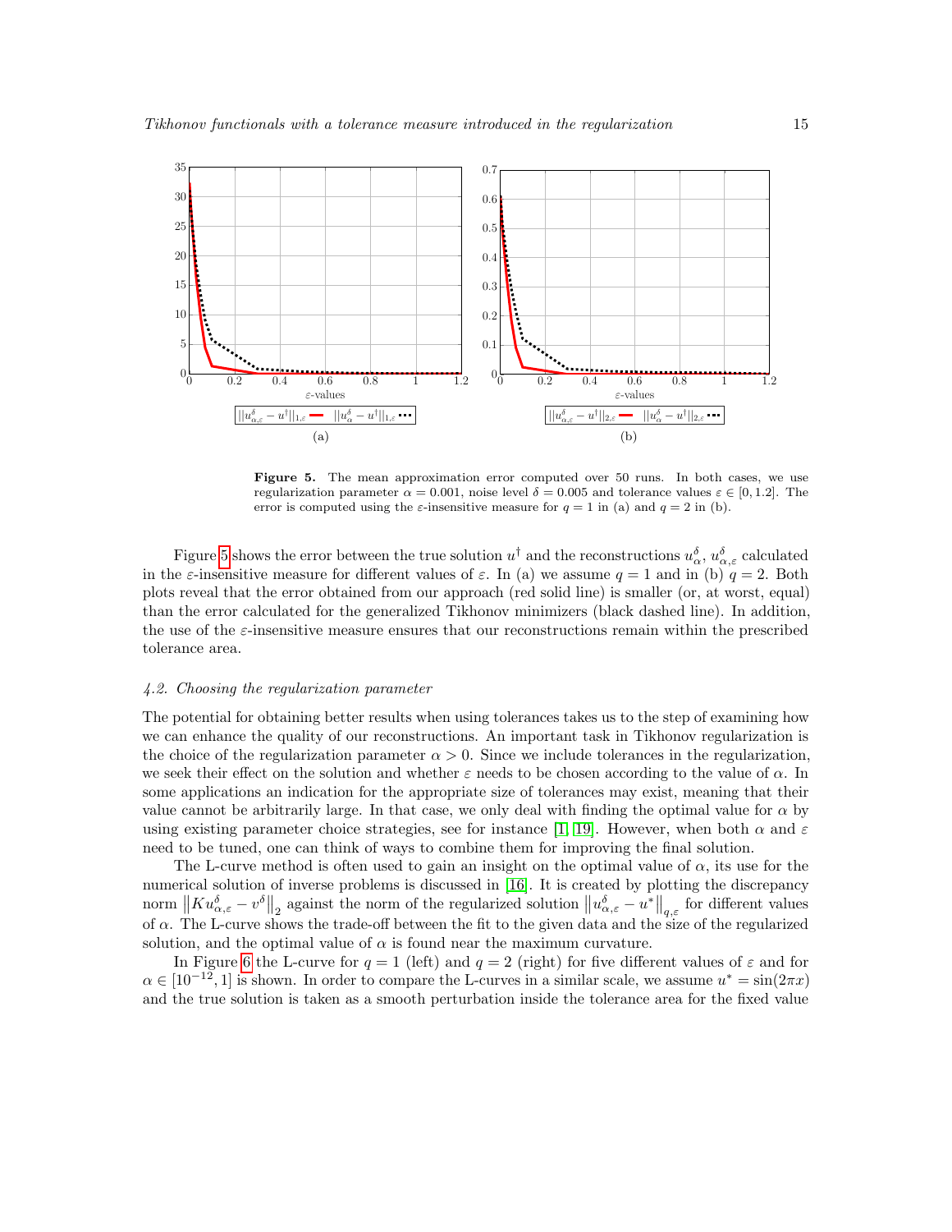Figure 5. The mean approximation error computed over 50 runs. In both cases, we use regularization parameter $\alpha = 0.001$, noise level $\delta = 0.005$ and tolerance values $\varepsilon \in [0, 1.2]$. The error is computed using the $\varepsilon$-insensitive measure for $q = 1$ in (a) and $q = 2$ in (b).

Figure 5 shows the error between the true solution $u^\dagger$ and the reconstructions $u^\delta_\alpha$, $u^\delta_{\alpha,\varepsilon}$ calculated in the $\varepsilon$-insensitive measure for different values of $\varepsilon$. In (a) we assume $q = 1$ and in (b) $q = 2$. Both plots reveal that the error obtained from our approach (red solid line) is smaller (or, at worst, equal) than the error calculated for the generalized Tikhonov minimizers (black dashed line). In addition, the use of the $\varepsilon$-insensitive measure ensures that our reconstructions remain within the prescribed tolerance area.

### 4.2. Choosing the regularization parameter

The potential for obtaining better results when using tolerances takes us to the step of examining how we can enhance the quality of our reconstructions. An important task in Tikhonov regularization is the choice of the regularization parameter $\alpha > 0$. Since we include tolerances in the regularization, we seek their effect on the solution and whether $\varepsilon$ needs to be chosen according to the value of $\alpha$. In some applications an indication for the appropriate size of tolerances may exist, meaning that their value cannot be arbitrarily large. In that case, we only deal with finding the optimal value for $\alpha$ by using existing parameter choice strategies, see for instance [1, 19]. However, when both $\alpha$ and $\varepsilon$ need to be tuned, one can think of ways to combine them for improving the final solution.

The L-curve method is often used to gain an insight on the optimal value of $\alpha$, its use for the numerical solution of inverse problems is discussed in [16]. It is created by plotting the discrepancy norm $\left\|Ku^\delta_{\alpha,\varepsilon} - v^\delta\right\|_2$ against the norm of the regularized solution $\left\|u^\delta_{\alpha,\varepsilon} - u^*\right\|_{q,\varepsilon}$ for different values of $\alpha$. The L-curve shows the trade-off between the fit to the given data and the size of the regularized solution, and the optimal value of $\alpha$ is found near the maximum curvature.

In Figure 6 the L-curve for $q = 1$ (left) and $q = 2$ (right) for five different values of $\varepsilon$ and for $\alpha \in [10^{-12}, 1]$ is shown. In order to compare the L-curves in a similar scale, we assume $u^* = \sin(2\pi x)$ and the true solution is taken as a smooth perturbation inside the tolerance area for the fixed value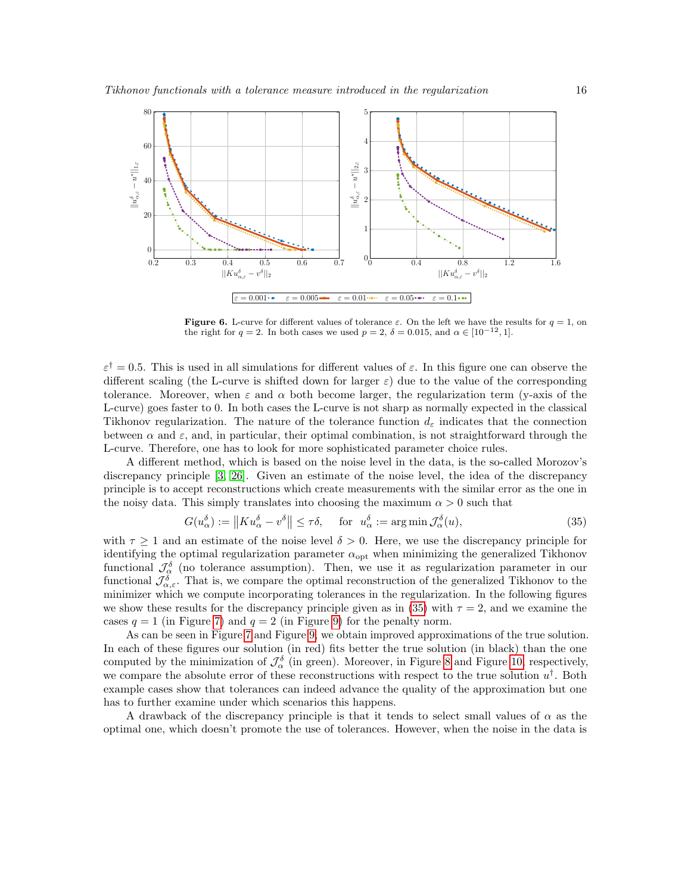**Figure 6.** L-curve for different values of tolerance $\varepsilon$. On the left we have the results for $q = 1$, on the right for $q = 2$. In both cases we used $p = 2$, $\delta = 0.015$, and $\alpha \in [10^{-12}, 1]$.

$\varepsilon^\dagger = 0.5$. This is used in all simulations for different values of $\varepsilon$. In this figure one can observe the different scaling (the L-curve is shifted down for larger $\varepsilon$) due to the value of the corresponding tolerance. Moreover, when $\varepsilon$ and $\alpha$ both become larger, the regularization term (y-axis of the L-curve) goes faster to 0. In both cases the L-curve is not sharp as normally expected in the classical Tikhonov regularization. The nature of the tolerance function $d_\varepsilon$ indicates that the connection between $\alpha$ and $\varepsilon$, and, in particular, their optimal combination, is not straightforward through the L-curve. Therefore, one has to look for more sophisticated parameter choice rules.

A different method, which is based on the noise level in the data, is the so-called Morozov's discrepancy principle [3, 26]. Given an estimate of the noise level, the idea of the discrepancy principle is to accept reconstructions which create measurements with the similar error as the one in the noisy data. This simply translates into choosing the maximum $\alpha > 0$ such that

$$G(u_\alpha^\delta) := \left\| K u_\alpha^\delta - v^\delta \right\| \leq \tau\delta, \quad \text{for} \;\; u_\alpha^\delta := \arg\min \mathcal{J}_\alpha^\delta(u), \tag{35}$$

with $\tau \geq 1$ and an estimate of the noise level $\delta > 0$. Here, we use the discrepancy principle for identifying the optimal regularization parameter $\alpha_{\text{opt}}$ when minimizing the generalized Tikhonov functional $\mathcal{J}_\alpha^\delta$ (no tolerance assumption). Then, we use it as regularization parameter in our functional $\mathcal{J}_{\alpha,\varepsilon}^\delta$. That is, we compare the optimal reconstruction of the generalized Tikhonov to the minimizer which we compute incorporating tolerances in the regularization. In the following figures we show these results for the discrepancy principle given as in (35) with $\tau = 2$, and we examine the cases $q = 1$ (in Figure 7) and $q = 2$ (in Figure 9) for the penalty norm.

As can be seen in Figure 7 and Figure 9, we obtain improved approximations of the true solution. In each of these figures our solution (in red) fits better the true solution (in black) than the one computed by the minimization of $\mathcal{J}_\alpha^\delta$ (in green). Moreover, in Figure 8 and Figure 10, respectively, we compare the absolute error of these reconstructions with respect to the true solution $u^\dagger$. Both example cases show that tolerances can indeed advance the quality of the approximation but one has to further examine under which scenarios this happens.

A drawback of the discrepancy principle is that it tends to select small values of $\alpha$ as the optimal one, which doesn't promote the use of tolerances. However, when the noise in the data is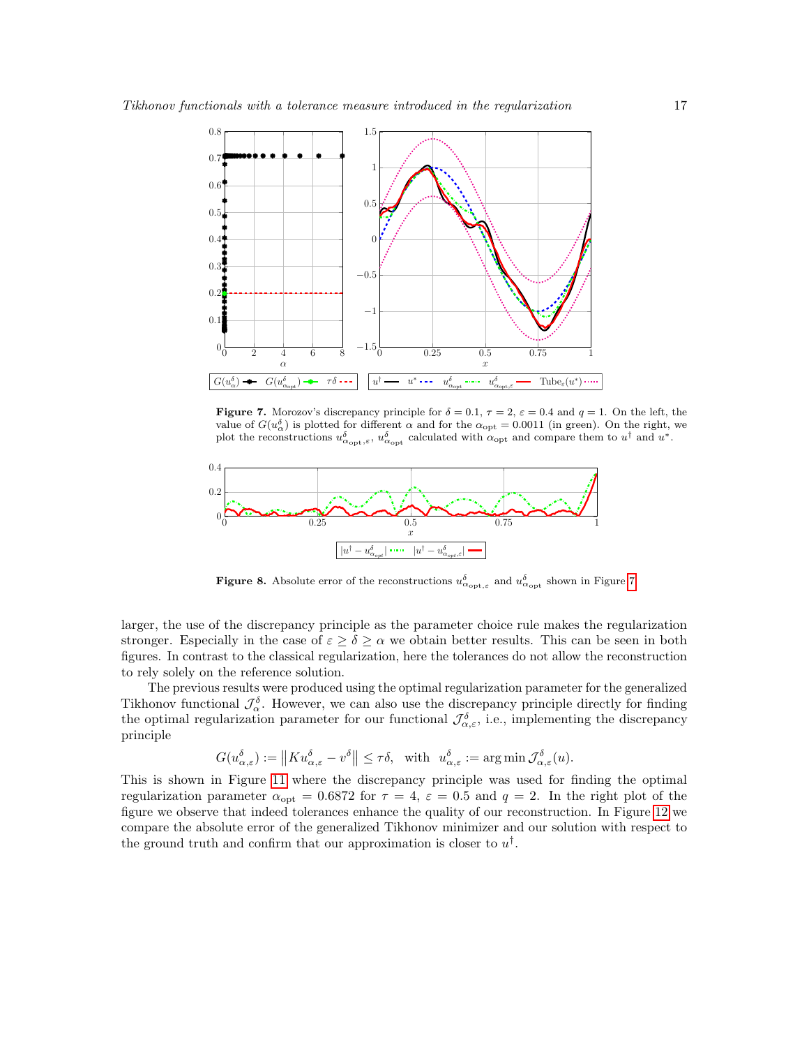**Figure 7.** Morozov's discrepancy principle for $\delta = 0.1$, $\tau = 2$, $\varepsilon = 0.4$ and $q = 1$. On the left, the value of $G(u^\delta_\alpha)$ is plotted for different $\alpha$ and for the $\alpha_{\text{opt}} = 0.0011$ (in green). On the right, we plot the reconstructions $u^\delta_{\alpha_{\text{opt}},\varepsilon}$, $u^\delta_{\alpha_{\text{opt}}}$ calculated with $\alpha_{\text{opt}}$ and compare them to $u^\dagger$ and $u^*$.

**Figure 8.** Absolute error of the reconstructions $u^\delta_{\alpha_{\text{opt}},\varepsilon}$ and $u^\delta_{\alpha_{\text{opt}}}$ shown in Figure 7.

larger, the use of the discrepancy principle as the parameter choice rule makes the regularization stronger. Especially in the case of $\varepsilon \geq \delta \geq \alpha$ we obtain better results. This can be seen in both figures. In contrast to the classical regularization, here the tolerances do not allow the reconstruction to rely solely on the reference solution.

The previous results were produced using the optimal regularization parameter for the generalized Tikhonov functional $\mathcal{J}^\delta_\alpha$. However, we can also use the discrepancy principle directly for finding the optimal regularization parameter for our functional $\mathcal{J}^\delta_{\alpha,\varepsilon}$, i.e., implementing the discrepancy principle

$$G(u^\delta_{\alpha,\varepsilon}) := \left\| K u^\delta_{\alpha,\varepsilon} - v^\delta \right\| \leq \tau\delta, \quad \text{with} \quad u^\delta_{\alpha,\varepsilon} := \arg\min \mathcal{J}^\delta_{\alpha,\varepsilon}(u).$$

This is shown in Figure 11 where the discrepancy principle was used for finding the optimal regularization parameter $\alpha_{\text{opt}} = 0.6872$ for $\tau = 4$, $\varepsilon = 0.5$ and $q = 2$. In the right plot of the figure we observe that indeed tolerances enhance the quality of our reconstruction. In Figure 12 we compare the absolute error of the generalized Tikhonov minimizer and our solution with respect to the ground truth and confirm that our approximation is closer to $u^\dagger$.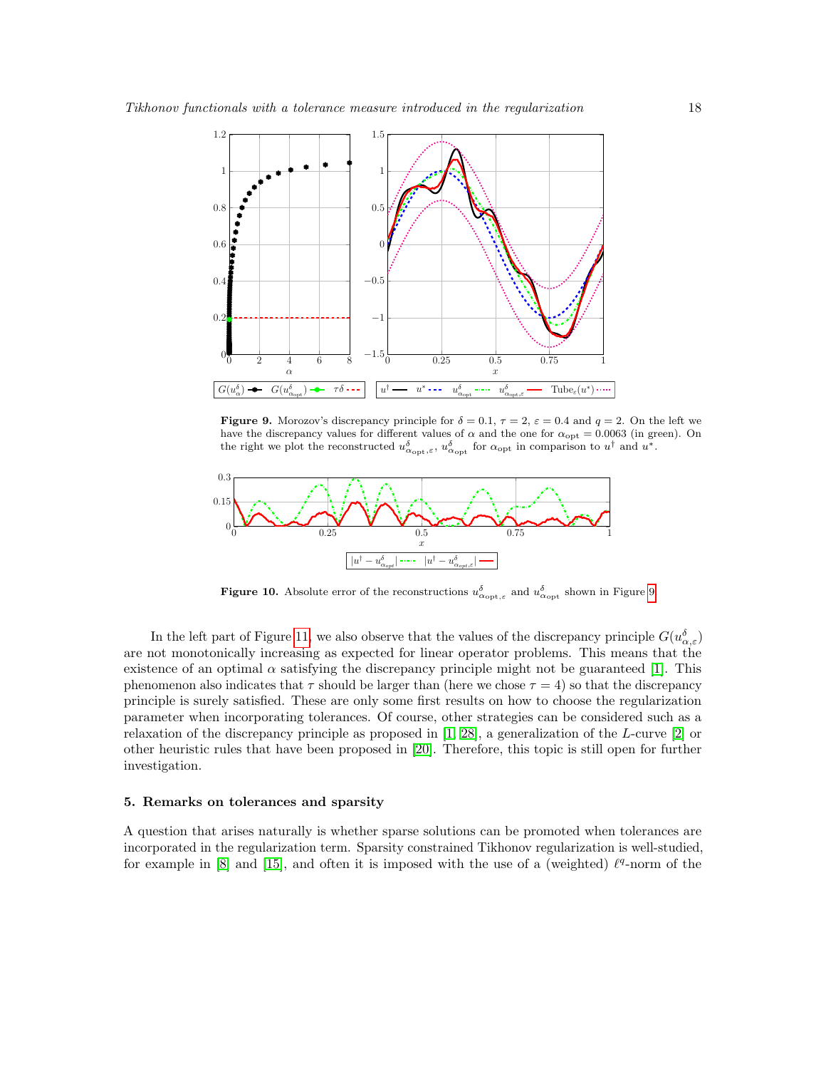**Figure 9.** Morozov's discrepancy principle for $\delta = 0.1$, $\tau = 2$, $\varepsilon = 0.4$ and $q = 2$. On the left we have the discrepancy values for different values of $\alpha$ and the one for $\alpha_{\text{opt}} = 0.0063$ (in green). On the right we plot the reconstructed $u^\delta_{\alpha_{\text{opt}},\varepsilon}$, $u^\delta_{\alpha_{\text{opt}}}$ for $\alpha_{\text{opt}}$ in comparison to $u^\dagger$ and $u^*$.

**Figure 10.** Absolute error of the reconstructions $u^\delta_{\alpha_{\text{opt}},\varepsilon}$ and $u^\delta_{\alpha_{\text{opt}}}$ shown in Figure 9.

In the left part of Figure 11, we also observe that the values of the discrepancy principle $G(u^\delta_{\alpha,\varepsilon})$ are not monotonically increasing as expected for linear operator problems. This means that the existence of an optimal $\alpha$ satisfying the discrepancy principle might not be guaranteed [1]. This phenomenon also indicates that $\tau$ should be larger than (here we chose $\tau = 4$) so that the discrepancy principle is surely satisfied. These are only some first results on how to choose the regularization parameter when incorporating tolerances. Of course, other strategies can be considered such as a relaxation of the discrepancy principle as proposed in [1, 28], a generalization of the $L$-curve [2] or other heuristic rules that have been proposed in [20]. Therefore, this topic is still open for further investigation.

## 5. Remarks on tolerances and sparsity

A question that arises naturally is whether sparse solutions can be promoted when tolerances are incorporated in the regularization term. Sparsity constrained Tikhonov regularization is well-studied, for example in [8] and [15], and often it is imposed with the use of a (weighted) $\ell^q$-norm of the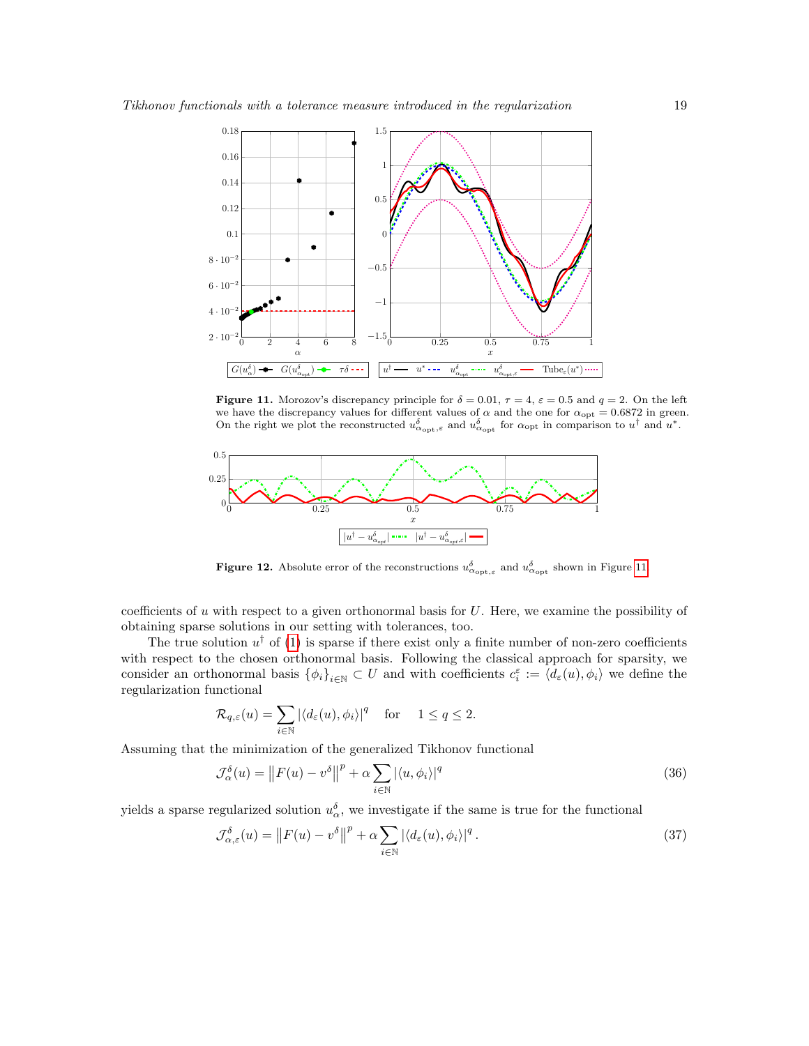**Figure 11.** Morozov's discrepancy principle for $\delta = 0.01$, $\tau = 4$, $\varepsilon = 0.5$ and $q = 2$. On the left we have the discrepancy values for different values of $\alpha$ and the one for $\alpha_{\text{opt}} = 0.6872$ in green. On the right we plot the reconstructed $u^{\delta}_{\alpha_{\text{opt}},\varepsilon}$ and $u^{\delta}_{\alpha_{\text{opt}}}$ for $\alpha_{\text{opt}}$ in comparison to $u^{\dagger}$ and $u^{*}$.

**Figure 12.** Absolute error of the reconstructions $u^{\delta}_{\alpha_{\text{opt}},\varepsilon}$ and $u^{\delta}_{\alpha_{\text{opt}}}$ shown in Figure 11.

coefficients of $u$ with respect to a given orthonormal basis for $U$. Here, we examine the possibility of obtaining sparse solutions in our setting with tolerances, too.

The true solution $u^{\dagger}$ of (1) is sparse if there exist only a finite number of non-zero coefficients with respect to the chosen orthonormal basis. Following the classical approach for sparsity, we consider an orthonormal basis $\{\phi_i\}_{i\in\mathbb{N}} \subset U$ and with coefficients $c_i^{\varepsilon} := \langle d_{\varepsilon}(u), \phi_i\rangle$ we define the regularization functional

$$\mathcal{R}_{q,\varepsilon}(u) = \sum_{i\in\mathbb{N}} |\langle d_{\varepsilon}(u), \phi_i\rangle|^q \quad \text{for} \quad 1 \le q \le 2.$$

Assuming that the minimization of the generalized Tikhonov functional

$$\mathcal{J}^{\delta}_{\alpha}(u) = \left\|F(u) - v^{\delta}\right\|^p + \alpha \sum_{i\in\mathbb{N}} |\langle u, \phi_i\rangle|^q \tag{36}$$

yields a sparse regularized solution $u^{\delta}_{\alpha}$, we investigate if the same is true for the functional

$$\mathcal{J}^{\delta}_{\alpha,\varepsilon}(u) = \left\|F(u) - v^{\delta}\right\|^p + \alpha \sum_{i\in\mathbb{N}} |\langle d_{\varepsilon}(u), \phi_i\rangle|^q . \tag{37}$$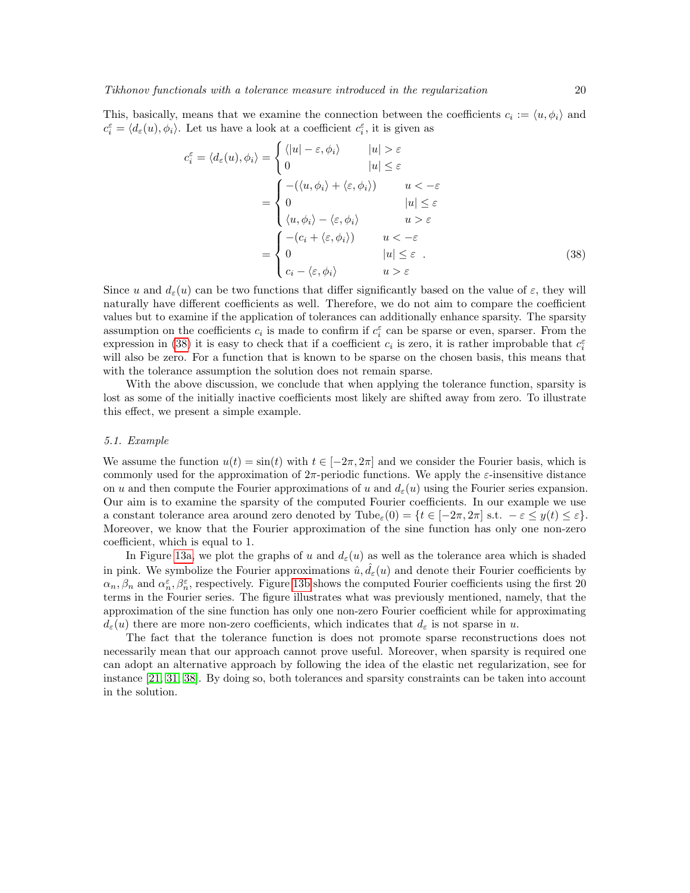This, basically, means that we examine the connection between the coefficients $c_i := \langle u, \phi_i \rangle$ and $c_i^\varepsilon = \langle d_\varepsilon(u), \phi_i \rangle$. Let us have a look at a coefficient $c_i^\varepsilon$, it is given as

$$
\begin{aligned}
c_i^\varepsilon = \langle d_\varepsilon(u), \phi_i \rangle &= \begin{cases} \langle |u| - \varepsilon, \phi_i \rangle & |u| > \varepsilon \\ 0 & |u| \leq \varepsilon \end{cases} \\
&= \begin{cases} -(\langle u, \phi_i \rangle + \langle \varepsilon, \phi_i \rangle) & u < -\varepsilon \\ 0 & |u| \leq \varepsilon \\ \langle u, \phi_i \rangle - \langle \varepsilon, \phi_i \rangle & u > \varepsilon \end{cases} \\
&= \begin{cases} -(c_i + \langle \varepsilon, \phi_i \rangle) & u < -\varepsilon \\ 0 & |u| \leq \varepsilon \\ c_i - \langle \varepsilon, \phi_i \rangle & u > \varepsilon \end{cases} .
\end{aligned}
\tag{38}
$$

Since $u$ and $d_\varepsilon(u)$ can be two functions that differ significantly based on the value of $\varepsilon$, they will naturally have different coefficients as well. Therefore, we do not aim to compare the coefficient values but to examine if the application of tolerances can additionally enhance sparsity. The sparsity assumption on the coefficients $c_i$ is made to confirm if $c_i^\varepsilon$ can be sparse or even, sparser. From the expression in (38) it is easy to check that if a coefficient $c_i$ is zero, it is rather improbable that $c_i^\varepsilon$ will also be zero. For a function that is known to be sparse on the chosen basis, this means that with the tolerance assumption the solution does not remain sparse.

With the above discussion, we conclude that when applying the tolerance function, sparsity is lost as some of the initially inactive coefficients most likely are shifted away from zero. To illustrate this effect, we present a simple example.

### 5.1. Example

We assume the function $u(t) = \sin(t)$ with $t \in [-2\pi, 2\pi]$ and we consider the Fourier basis, which is commonly used for the approximation of $2\pi$-periodic functions. We apply the $\varepsilon$-insensitive distance on $u$ and then compute the Fourier approximations of $u$ and $d_\varepsilon(u)$ using the Fourier series expansion. Our aim is to examine the sparsity of the computed Fourier coefficients. In our example we use a constant tolerance area around zero denoted by $\mathrm{Tube}_\varepsilon(0) = \{t \in [-2\pi, 2\pi] \text{ s.t. } -\varepsilon \leq y(t) \leq \varepsilon\}$. Moreover, we know that the Fourier approximation of the sine function has only one non-zero coefficient, which is equal to 1.

In Figure 13a, we plot the graphs of $u$ and $d_\varepsilon(u)$ as well as the tolerance area which is shaded in pink. We symbolize the Fourier approximations $\hat{u}, \hat{d_\varepsilon}(u)$ and denote their Fourier coefficients by $\alpha_n, \beta_n$ and $\alpha_n^\varepsilon, \beta_n^\varepsilon$, respectively. Figure 13b shows the computed Fourier coefficients using the first 20 terms in the Fourier series. The figure illustrates what was previously mentioned, namely, that the approximation of the sine function has only one non-zero Fourier coefficient while for approximating $d_\varepsilon(u)$ there are more non-zero coefficients, which indicates that $d_\varepsilon$ is not sparse in $u$.

The fact that the tolerance function is does not promote sparse reconstructions does not necessarily mean that our approach cannot prove useful. Moreover, when sparsity is required one can adopt an alternative approach by following the idea of the elastic net regularization, see for instance [21, 31, 38]. By doing so, both tolerances and sparsity constraints can be taken into account in the solution.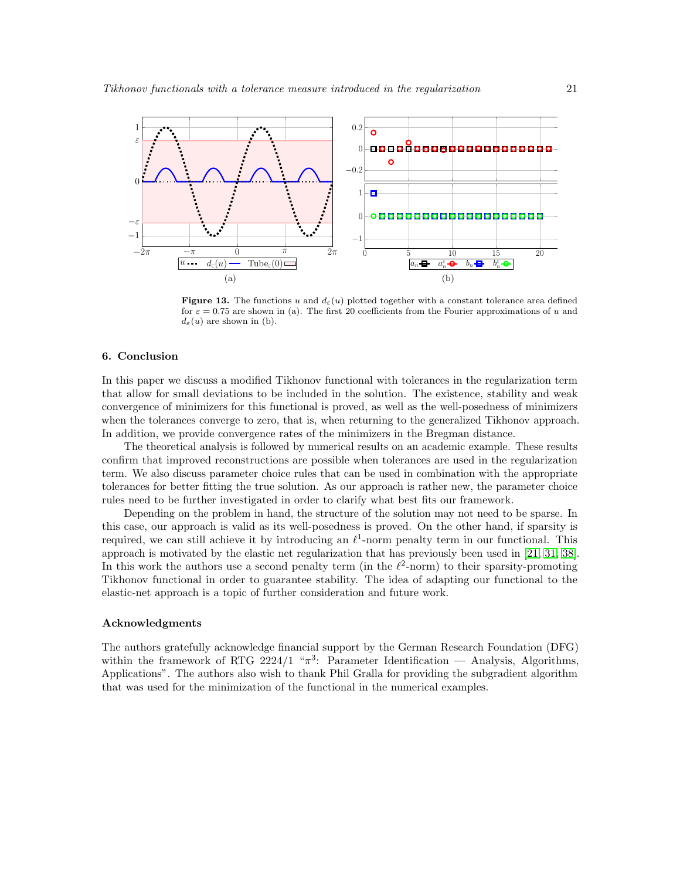**Figure 13.** The functions $u$ and $d_\varepsilon(u)$ plotted together with a constant tolerance area defined for $\varepsilon = 0.75$ are shown in (a). The first 20 coefficients from the Fourier approximations of $u$ and $d_\varepsilon(u)$ are shown in (b).

## 6. Conclusion

In this paper we discuss a modified Tikhonov functional with tolerances in the regularization term that allow for small deviations to be included in the solution. The existence, stability and weak convergence of minimizers for this functional is proved, as well as the well-posedness of minimizers when the tolerances converge to zero, that is, when returning to the generalized Tikhonov approach. In addition, we provide convergence rates of the minimizers in the Bregman distance.

The theoretical analysis is followed by numerical results on an academic example. These results confirm that improved reconstructions are possible when tolerances are used in the regularization term. We also discuss parameter choice rules that can be used in combination with the appropriate tolerances for better fitting the true solution. As our approach is rather new, the parameter choice rules need to be further investigated in order to clarify what best fits our framework.

Depending on the problem in hand, the structure of the solution may not need to be sparse. In this case, our approach is valid as its well-posedness is proved. On the other hand, if sparsity is required, we can still achieve it by introducing an $\ell^1$-norm penalty term in our functional. This approach is motivated by the elastic net regularization that has previously been used in [21, 31, 38]. In this work the authors use a second penalty term (in the $\ell^2$-norm) to their sparsity-promoting Tikhonov functional in order to guarantee stability. The idea of adapting our functional to the elastic-net approach is a topic of further consideration and future work.

## Acknowledgments

The authors gratefully acknowledge financial support by the German Research Foundation (DFG) within the framework of RTG 2224/1 "$\pi^3$: Parameter Identification — Analysis, Algorithms, Applications". The authors also wish to thank Phil Gralla for providing the subgradient algorithm that was used for the minimization of the functional in the numerical examples.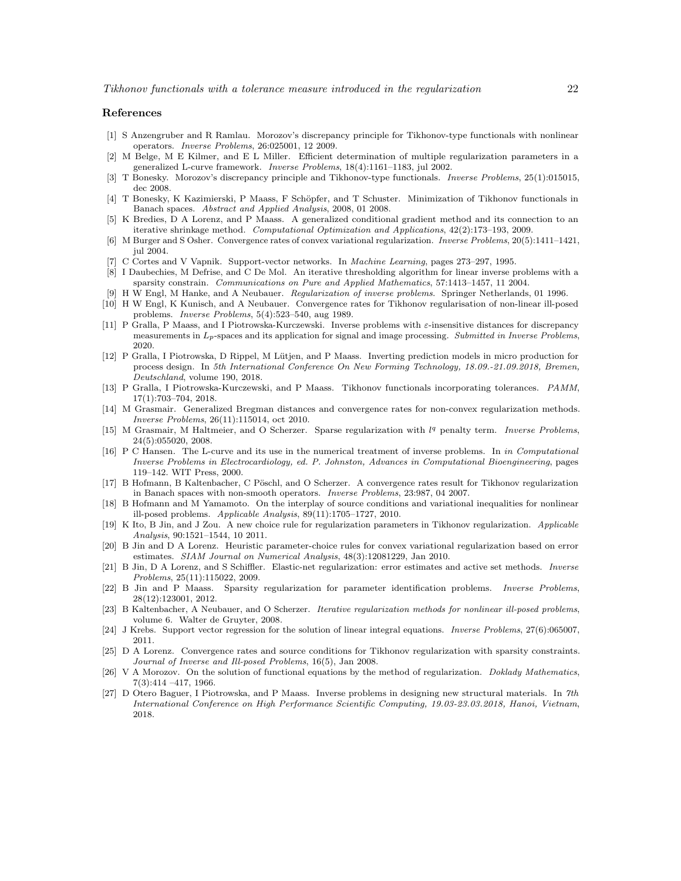## References

[1] S Anzengruber and R Ramlau. Morozov's discrepancy principle for Tikhonov-type functionals with nonlinear operators. *Inverse Problems*, 26:025001, 12 2009.

[2] M Belge, M E Kilmer, and E L Miller. Efficient determination of multiple regularization parameters in a generalized L-curve framework. *Inverse Problems*, 18(4):1161–1183, jul 2002.

[3] T Bonesky. Morozov's discrepancy principle and Tikhonov-type functionals. *Inverse Problems*, 25(1):015015, dec 2008.

[4] T Bonesky, K Kazimierski, P Maass, F Schöpfer, and T Schuster. Minimization of Tikhonov functionals in Banach spaces. *Abstract and Applied Analysis*, 2008, 01 2008.

[5] K Bredies, D A Lorenz, and P Maass. A generalized conditional gradient method and its connection to an iterative shrinkage method. *Computational Optimization and Applications*, 42(2):173–193, 2009.

[6] M Burger and S Osher. Convergence rates of convex variational regularization. *Inverse Problems*, 20(5):1411–1421, jul 2004.

[7] C Cortes and V Vapnik. Support-vector networks. In *Machine Learning*, pages 273–297, 1995.

[8] I Daubechies, M Defrise, and C De Mol. An iterative thresholding algorithm for linear inverse problems with a sparsity constrain. *Communications on Pure and Applied Mathematics*, 57:1413–1457, 11 2004.

[9] H W Engl, M Hanke, and A Neubauer. *Regularization of inverse problems*. Springer Netherlands, 01 1996.

[10] H W Engl, K Kunisch, and A Neubauer. Convergence rates for Tikhonov regularisation of non-linear ill-posed problems. *Inverse Problems*, 5(4):523–540, aug 1989.

[11] P Gralla, P Maass, and I Piotrowska-Kurczewski. Inverse problems with $\varepsilon$-insensitive distances for discrepancy measurements in $L_p$-spaces and its application for signal and image processing. *Submitted in Inverse Problems*, 2020.

[12] P Gralla, I Piotrowska, D Rippel, M Lütjen, and P Maass. Inverting prediction models in micro production for process design. In *5th International Conference On New Forming Technology, 18.09.-21.09.2018, Bremen, Deutschland*, volume 190, 2018.

[13] P Gralla, I Piotrowska-Kurczewski, and P Maass. Tikhonov functionals incorporating tolerances. *PAMM*, 17(1):703–704, 2018.

[14] M Grasmair. Generalized Bregman distances and convergence rates for non-convex regularization methods. *Inverse Problems*, 26(11):115014, oct 2010.

[15] M Grasmair, M Haltmeier, and O Scherzer. Sparse regularization with $l^q$ penalty term. *Inverse Problems*, 24(5):055020, 2008.

[16] P C Hansen. The L-curve and its use in the numerical treatment of inverse problems. In *in Computational Inverse Problems in Electrocardiology, ed. P. Johnston, Advances in Computational Bioengineering*, pages 119–142. WIT Press, 2000.

[17] B Hofmann, B Kaltenbacher, C Pöschl, and O Scherzer. A convergence rates result for Tikhonov regularization in Banach spaces with non-smooth operators. *Inverse Problems*, 23:987, 04 2007.

[18] B Hofmann and M Yamamoto. On the interplay of source conditions and variational inequalities for nonlinear ill-posed problems. *Applicable Analysis*, 89(11):1705–1727, 2010.

[19] K Ito, B Jin, and J Zou. A new choice rule for regularization parameters in Tikhonov regularization. *Applicable Analysis*, 90:1521–1544, 10 2011.

[20] B Jin and D A Lorenz. Heuristic parameter-choice rules for convex variational regularization based on error estimates. *SIAM Journal on Numerical Analysis*, 48(3):12081229, Jan 2010.

[21] B Jin, D A Lorenz, and S Schiffler. Elastic-net regularization: error estimates and active set methods. *Inverse Problems*, 25(11):115022, 2009.

[22] B Jin and P Maass. Sparsity regularization for parameter identification problems. *Inverse Problems*, 28(12):123001, 2012.

[23] B Kaltenbacher, A Neubauer, and O Scherzer. *Iterative regularization methods for nonlinear ill-posed problems*, volume 6. Walter de Gruyter, 2008.

[24] J Krebs. Support vector regression for the solution of linear integral equations. *Inverse Problems*, 27(6):065007, 2011.

[25] D A Lorenz. Convergence rates and source conditions for Tikhonov regularization with sparsity constraints. *Journal of Inverse and Ill-posed Problems*, 16(5), Jan 2008.

[26] V A Morozov. On the solution of functional equations by the method of regularization. *Doklady Mathematics*, 7(3):414 –417, 1966.

[27] D Otero Baguer, I Piotrowska, and P Maass. Inverse problems in designing new structural materials. In *7th International Conference on High Performance Scientific Computing, 19.03-23.03.2018, Hanoi, Vietnam*, 2018.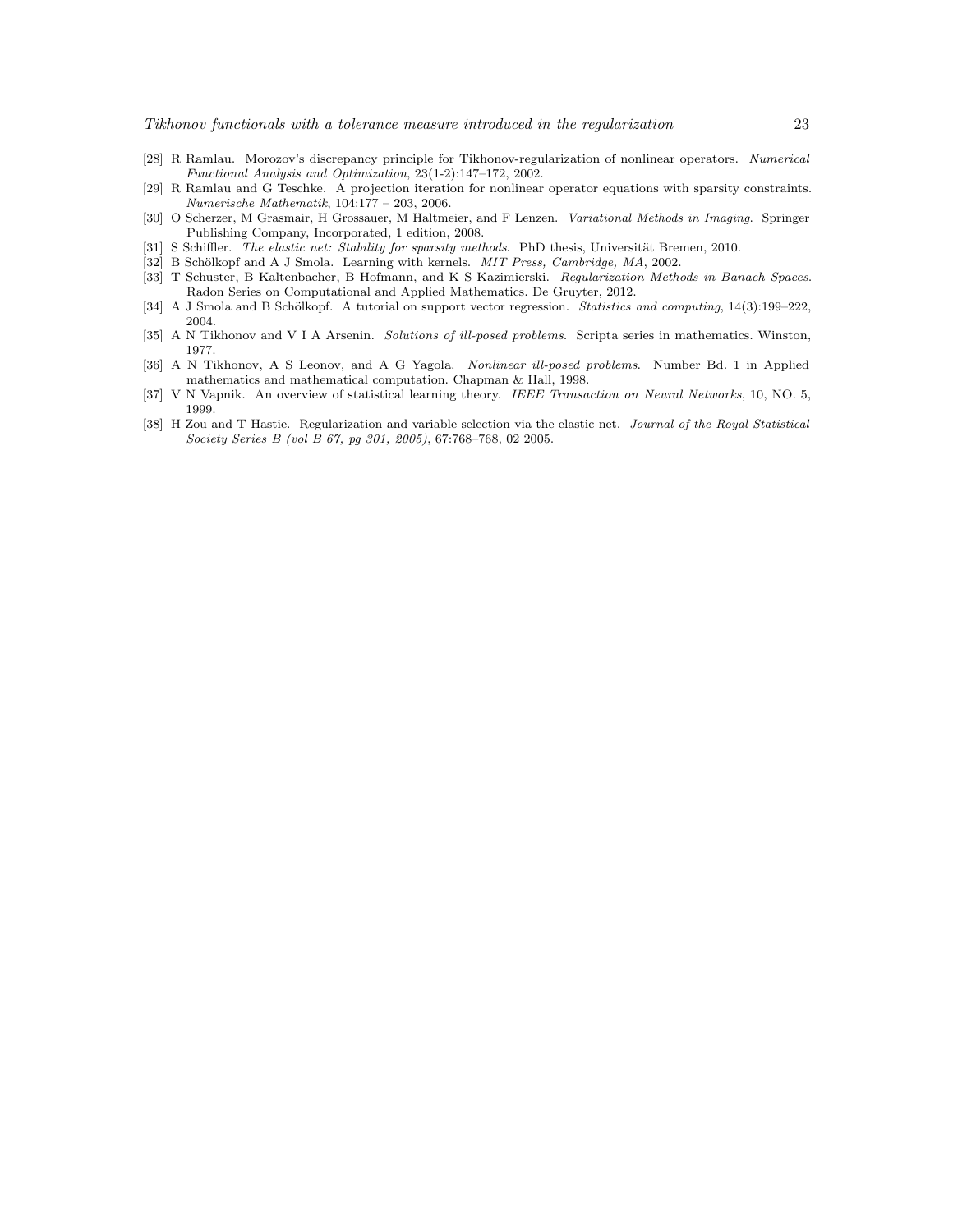[28] R Ramlau. Morozov's discrepancy principle for Tikhonov-regularization of nonlinear operators. *Numerical Functional Analysis and Optimization*, 23(1-2):147–172, 2002.

[29] R Ramlau and G Teschke. A projection iteration for nonlinear operator equations with sparsity constraints. *Numerische Mathematik*, 104:177 – 203, 2006.

[30] O Scherzer, M Grasmair, H Grossauer, M Haltmeier, and F Lenzen. *Variational Methods in Imaging*. Springer Publishing Company, Incorporated, 1 edition, 2008.

[31] S Schiffler. *The elastic net: Stability for sparsity methods*. PhD thesis, Universität Bremen, 2010.

[32] B Schölkopf and A J Smola. Learning with kernels. *MIT Press, Cambridge, MA*, 2002.

[33] T Schuster, B Kaltenbacher, B Hofmann, and K S Kazimierski. *Regularization Methods in Banach Spaces*. Radon Series on Computational and Applied Mathematics. De Gruyter, 2012.

[34] A J Smola and B Schölkopf. A tutorial on support vector regression. *Statistics and computing*, 14(3):199–222, 2004.

[35] A N Tikhonov and V I A Arsenin. *Solutions of ill-posed problems*. Scripta series in mathematics. Winston, 1977.

[36] A N Tikhonov, A S Leonov, and A G Yagola. *Nonlinear ill-posed problems*. Number Bd. 1 in Applied mathematics and mathematical computation. Chapman & Hall, 1998.

[37] V N Vapnik. An overview of statistical learning theory. *IEEE Transaction on Neural Networks*, 10, NO. 5, 1999.

[38] H Zou and T Hastie. Regularization and variable selection via the elastic net. *Journal of the Royal Statistical Society Series B (vol B 67, pg 301, 2005)*, 67:768–768, 02 2005.